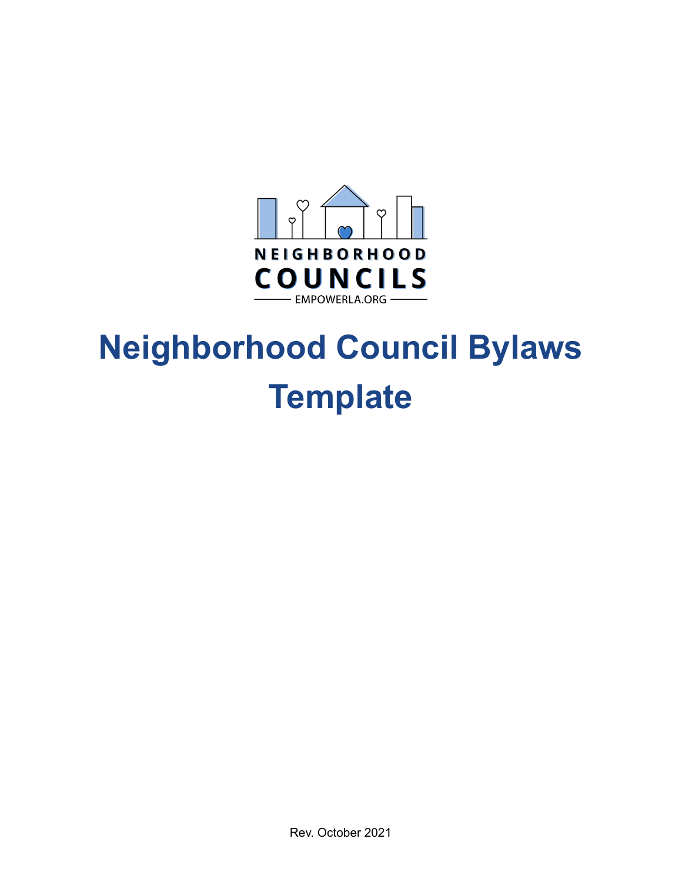NEIGHBORHOOD

COUNCILS

EMPOWERLA.ORG

# Neighborhood Council Bylaws Template

Rev. October 2021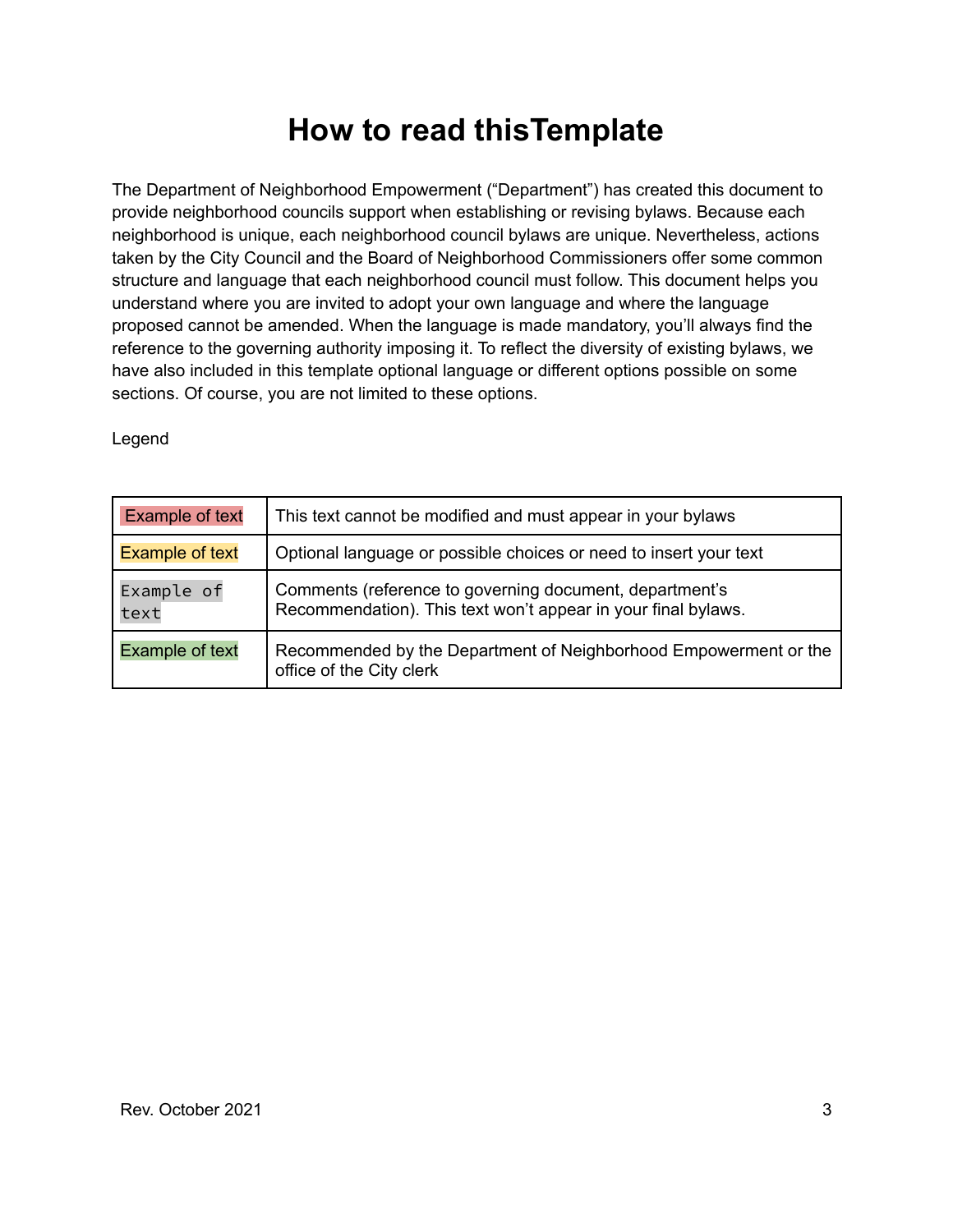# How to read thisTemplate

The Department of Neighborhood Empowerment ("Department") has created this document to provide neighborhood councils support when establishing or revising bylaws. Because each neighborhood is unique, each neighborhood council bylaws are unique. Nevertheless, actions taken by the City Council and the Board of Neighborhood Commissioners offer some common structure and language that each neighborhood council must follow. This document helps you understand where you are invited to adopt your own language and where the language proposed cannot be amended. When the language is made mandatory, you'll always find the reference to the governing authority imposing it. To reflect the diversity of existing bylaws, we have also included in this template optional language or different options possible on some sections. Of course, you are not limited to these options.

Legend

| Example of text | This text cannot be modified and must appear in your bylaws |
|---|---|
| Example of text | Optional language or possible choices or need to insert your text |
| `Example of text` | Comments (reference to governing document, department's Recommendation). This text won't appear in your final bylaws. |
| Example of text | Recommended by the Department of Neighborhood Empowerment or the office of the City clerk |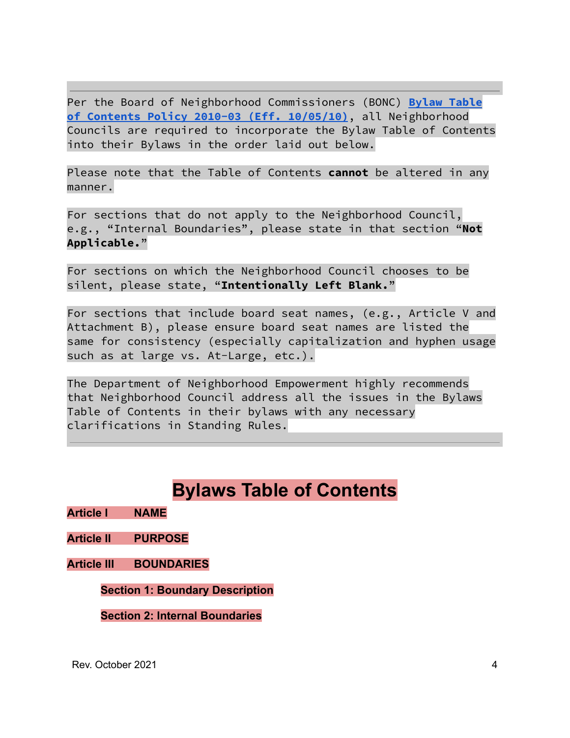Per the Board of Neighborhood Commissioners (BONC) **Bylaw Table of Contents Policy 2010-03 (Eff. 10/05/10)**, all Neighborhood Councils are required to incorporate the Bylaw Table of Contents into their Bylaws in the order laid out below.

Please note that the Table of Contents **cannot** be altered in any manner.

For sections that do not apply to the Neighborhood Council, e.g., “Internal Boundaries”, please state in that section “**Not Applicable.**”

For sections on which the Neighborhood Council chooses to be silent, please state, “**Intentionally Left Blank.**”

For sections that include board seat names, (e.g., Article V and Attachment B), please ensure board seat names are listed the same for consistency (especially capitalization and hyphen usage such as at large vs. At-Large, etc.).

The Department of Neighborhood Empowerment highly recommends that Neighborhood Council address all the issues in the Bylaws Table of Contents in their bylaws with any necessary clarifications in Standing Rules.

# Bylaws Table of Contents

**Article I NAME**

**Article II PURPOSE**

**Article III BOUNDARIES**

- **Section 1: Boundary Description**
- **Section 2: Internal Boundaries**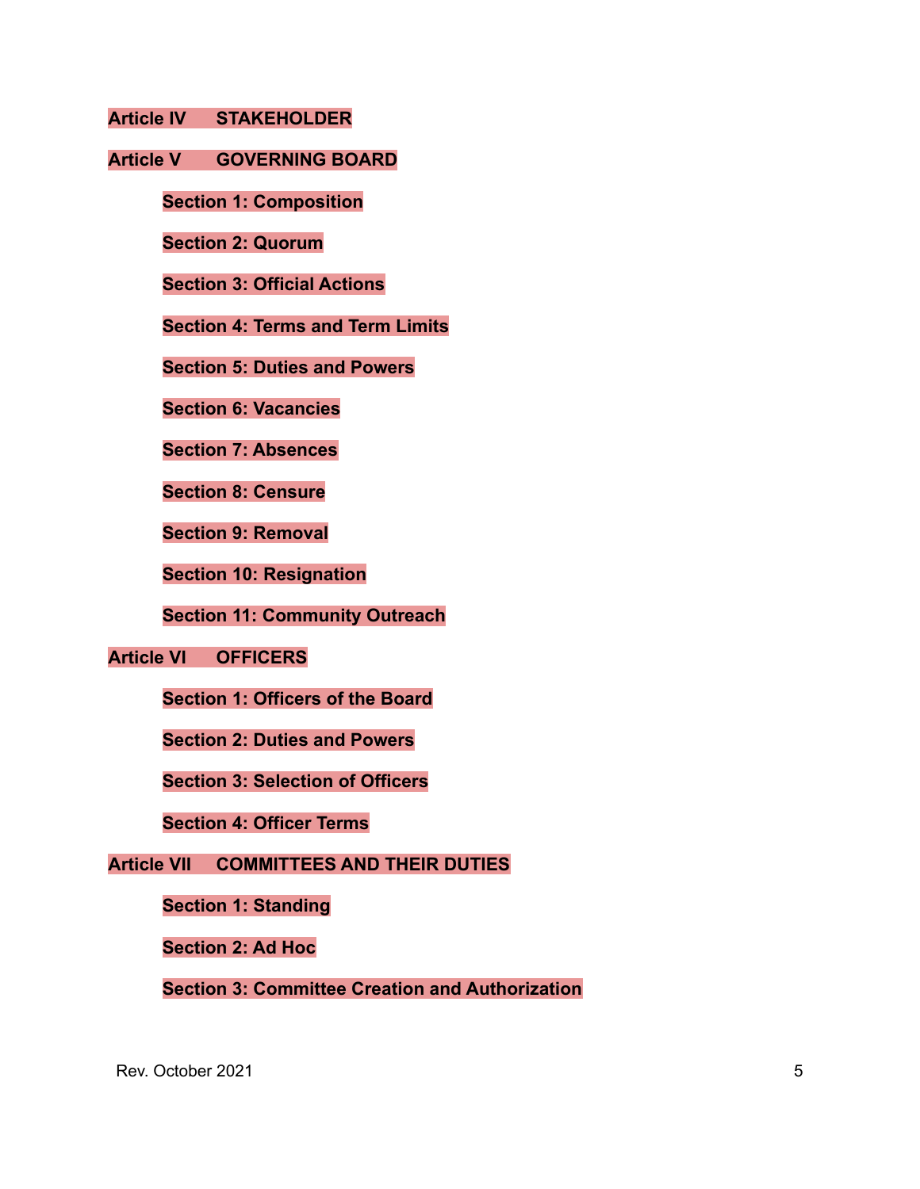**Article IV STAKEHOLDER**

**Article V GOVERNING BOARD**

- **Section 1: Composition**
- **Section 2: Quorum**
- **Section 3: Official Actions**
- **Section 4: Terms and Term Limits**
- **Section 5: Duties and Powers**
- **Section 6: Vacancies**
- **Section 7: Absences**
- **Section 8: Censure**
- **Section 9: Removal**
- **Section 10: Resignation**
- **Section 11: Community Outreach**

**Article VI OFFICERS**

- **Section 1: Officers of the Board**
- **Section 2: Duties and Powers**
- **Section 3: Selection of Officers**
- **Section 4: Officer Terms**

**Article VII COMMITTEES AND THEIR DUTIES**

- **Section 1: Standing**
- **Section 2: Ad Hoc**
- **Section 3: Committee Creation and Authorization**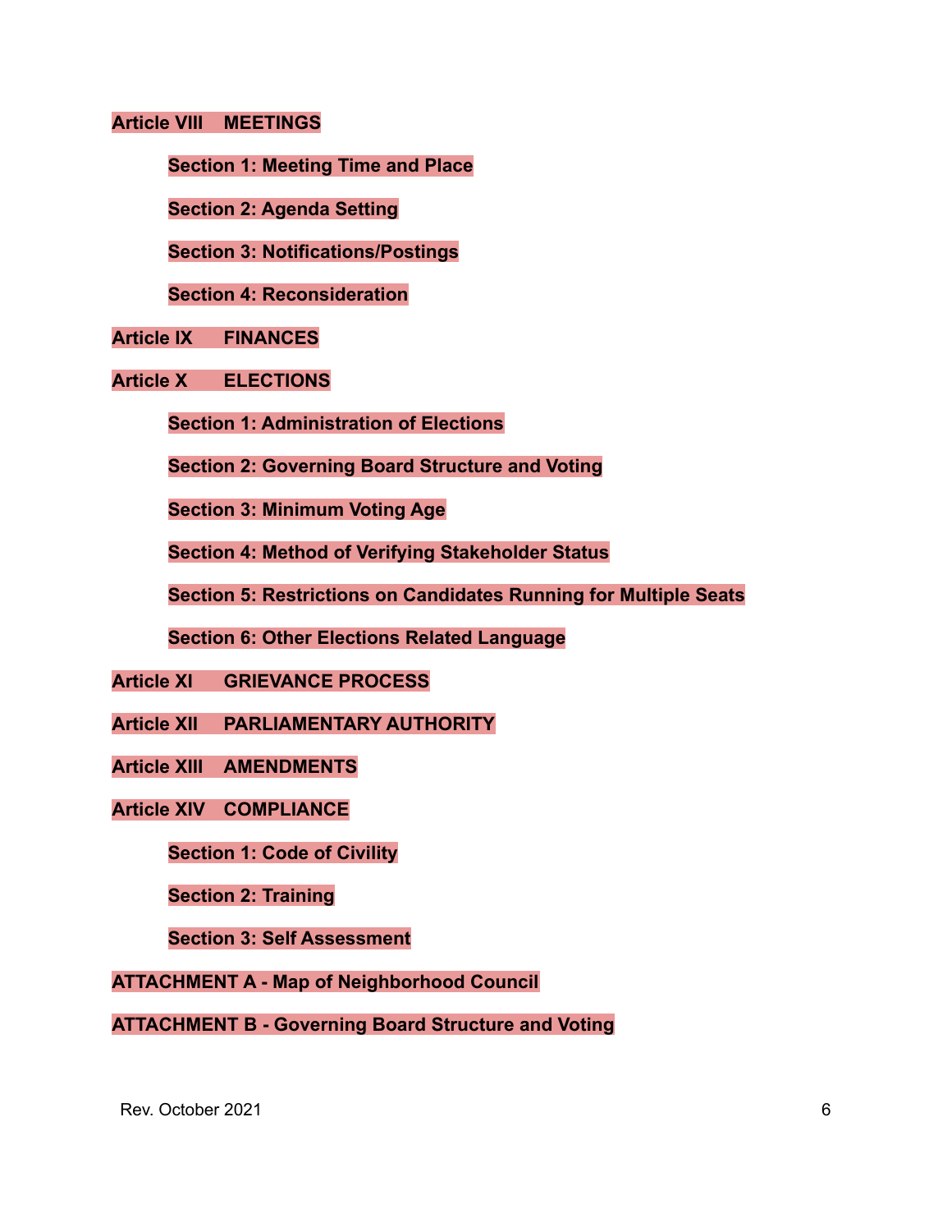**Article VIII MEETINGS**

- **Section 1: Meeting Time and Place**
- **Section 2: Agenda Setting**
- **Section 3: Notifications/Postings**
- **Section 4: Reconsideration**

**Article IX FINANCES**

**Article X ELECTIONS**

- **Section 1: Administration of Elections**
- **Section 2: Governing Board Structure and Voting**
- **Section 3: Minimum Voting Age**
- **Section 4: Method of Verifying Stakeholder Status**
- **Section 5: Restrictions on Candidates Running for Multiple Seats**
- **Section 6: Other Elections Related Language**

**Article XI GRIEVANCE PROCESS**

**Article XII PARLIAMENTARY AUTHORITY**

**Article XIII AMENDMENTS**

**Article XIV COMPLIANCE**

- **Section 1: Code of Civility**
- **Section 2: Training**
- **Section 3: Self Assessment**

**ATTACHMENT A - Map of Neighborhood Council**

**ATTACHMENT B - Governing Board Structure and Voting**

Rev. October 2021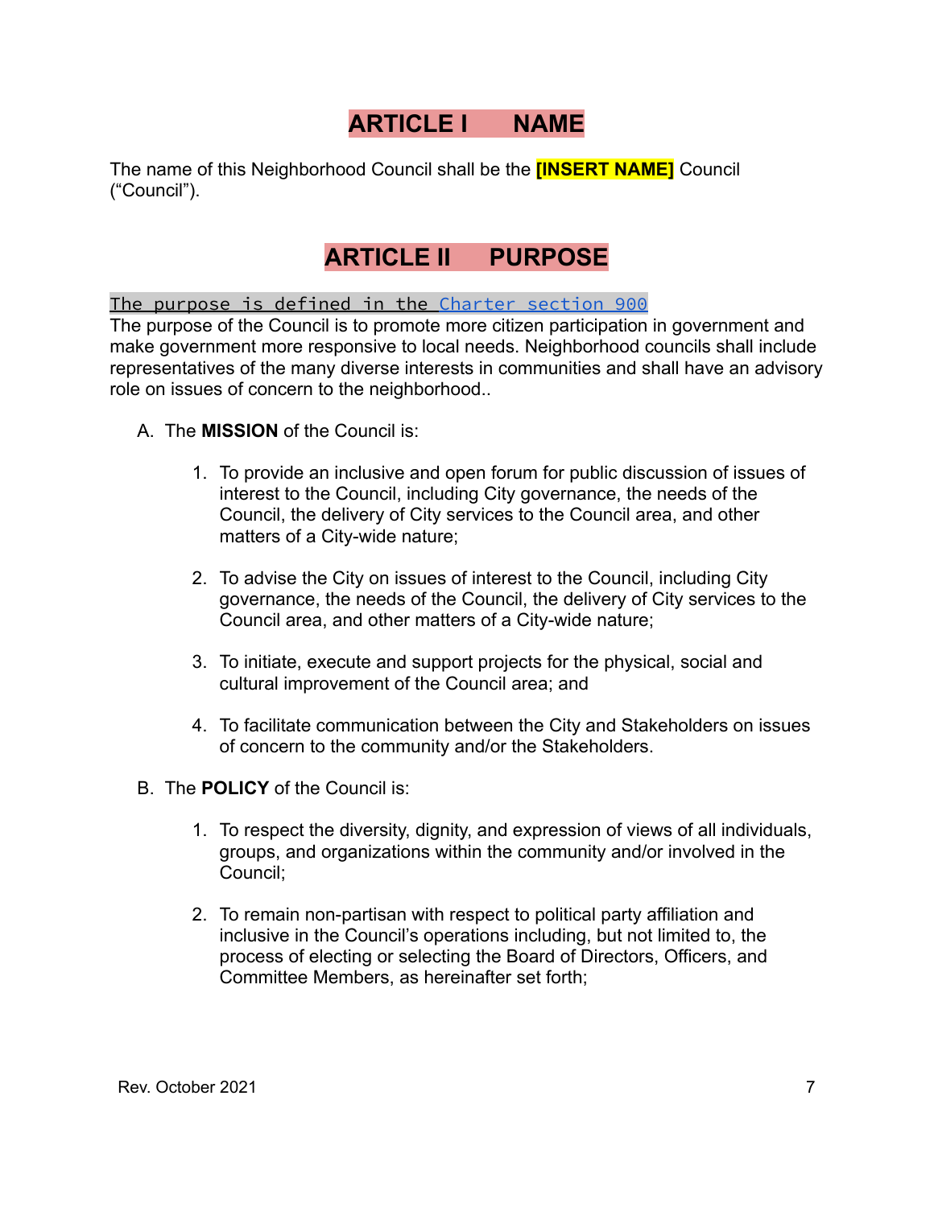# ARTICLE I NAME

The name of this Neighborhood Council shall be the **[INSERT NAME]** Council ("Council").

# ARTICLE II PURPOSE

The purpose is defined in the [Charter section 900](Charter section 900)

The purpose of the Council is to promote more citizen participation in government and make government more responsive to local needs. Neighborhood councils shall include representatives of the many diverse interests in communities and shall have an advisory role on issues of concern to the neighborhood..

A. The **MISSION** of the Council is:

1. To provide an inclusive and open forum for public discussion of issues of interest to the Council, including City governance, the needs of the Council, the delivery of City services to the Council area, and other matters of a City-wide nature;

2. To advise the City on issues of interest to the Council, including City governance, the needs of the Council, the delivery of City services to the Council area, and other matters of a City-wide nature;

3. To initiate, execute and support projects for the physical, social and cultural improvement of the Council area; and

4. To facilitate communication between the City and Stakeholders on issues of concern to the community and/or the Stakeholders.

B. The **POLICY** of the Council is:

1. To respect the diversity, dignity, and expression of views of all individuals, groups, and organizations within the community and/or involved in the Council;

2. To remain non-partisan with respect to political party affiliation and inclusive in the Council's operations including, but not limited to, the process of electing or selecting the Board of Directors, Officers, and Committee Members, as hereinafter set forth;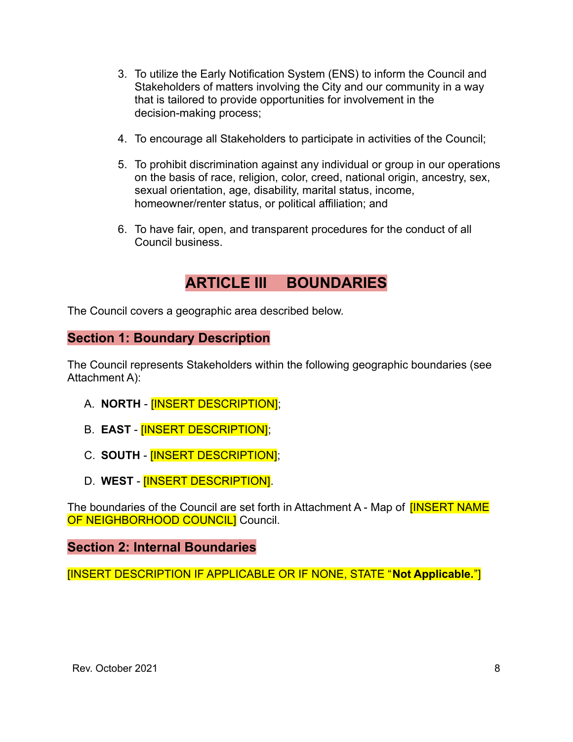3. To utilize the Early Notification System (ENS) to inform the Council and Stakeholders of matters involving the City and our community in a way that is tailored to provide opportunities for involvement in the decision-making process;

4. To encourage all Stakeholders to participate in activities of the Council;

5. To prohibit discrimination against any individual or group in our operations on the basis of race, religion, color, creed, national origin, ancestry, sex, sexual orientation, age, disability, marital status, income, homeowner/renter status, or political affiliation; and

6. To have fair, open, and transparent procedures for the conduct of all Council business.

# ARTICLE III BOUNDARIES

The Council covers a geographic area described below.

## Section 1: Boundary Description

The Council represents Stakeholders within the following geographic boundaries (see Attachment A):

A. **NORTH** - [INSERT DESCRIPTION];

B. **EAST** - [INSERT DESCRIPTION];

C. **SOUTH** - [INSERT DESCRIPTION];

D. **WEST** - [INSERT DESCRIPTION].

The boundaries of the Council are set forth in Attachment A - Map of [INSERT NAME OF NEIGHBORHOOD COUNCIL] Council.

## Section 2: Internal Boundaries

[INSERT DESCRIPTION IF APPLICABLE OR IF NONE, STATE "**Not Applicable.**"]

Rev. October 2021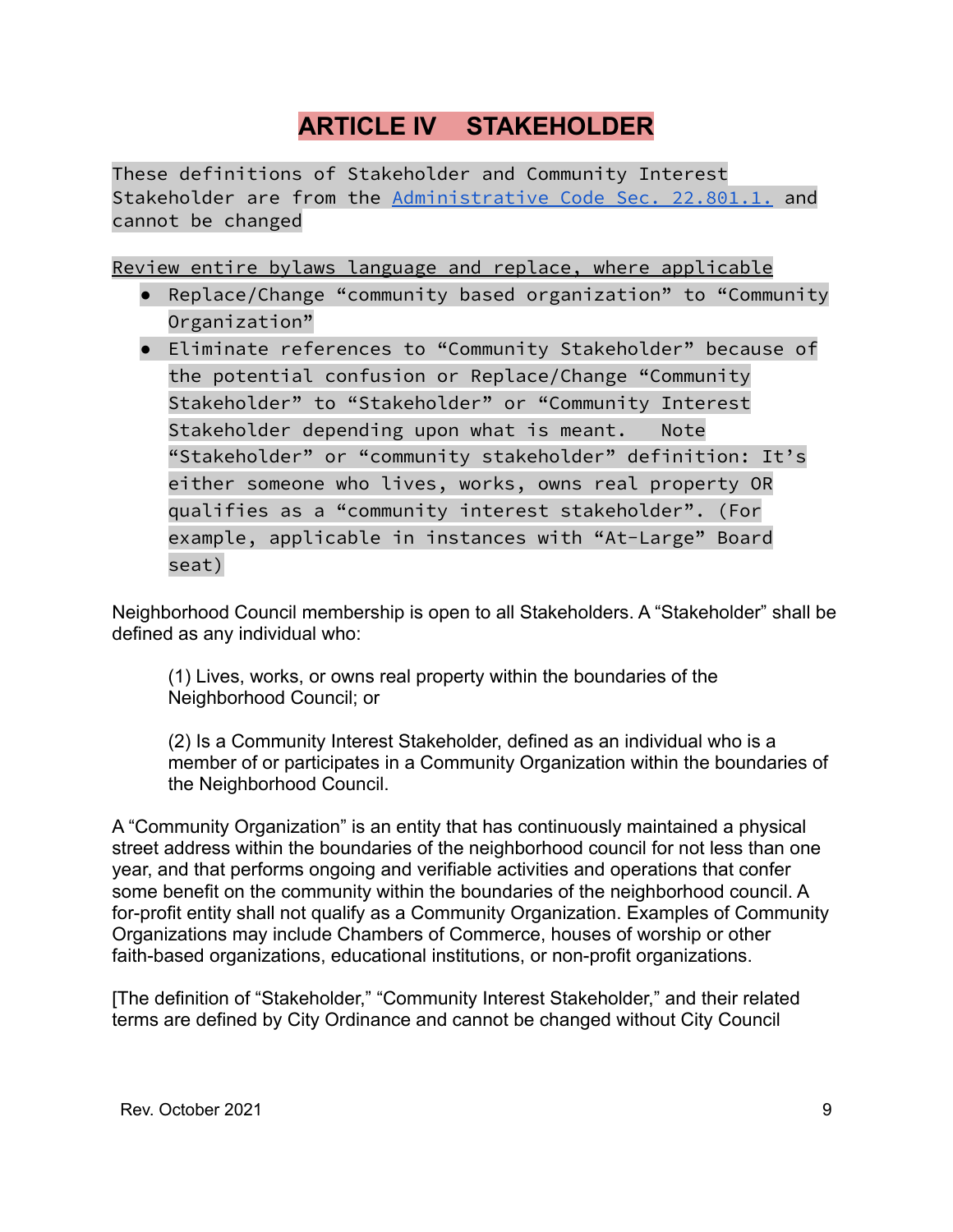# ARTICLE IV STAKEHOLDER

These definitions of Stakeholder and Community Interest Stakeholder are from the [Administrative Code Sec. 22.801.1.](#) and cannot be changed

Review entire bylaws language and replace, where applicable

- Replace/Change "community based organization" to "Community Organization"
- Eliminate references to "Community Stakeholder" because of the potential confusion or Replace/Change "Community Stakeholder" to "Stakeholder" or "Community Interest Stakeholder depending upon what is meant. Note "Stakeholder" or "community stakeholder" definition: It's either someone who lives, works, owns real property OR qualifies as a "community interest stakeholder". (For example, applicable in instances with "At-Large" Board seat)

Neighborhood Council membership is open to all Stakeholders. A "Stakeholder" shall be defined as any individual who:

(1) Lives, works, or owns real property within the boundaries of the Neighborhood Council; or

(2) Is a Community Interest Stakeholder, defined as an individual who is a member of or participates in a Community Organization within the boundaries of the Neighborhood Council.

A "Community Organization" is an entity that has continuously maintained a physical street address within the boundaries of the neighborhood council for not less than one year, and that performs ongoing and verifiable activities and operations that confer some benefit on the community within the boundaries of the neighborhood council. A for-profit entity shall not qualify as a Community Organization. Examples of Community Organizations may include Chambers of Commerce, houses of worship or other faith-based organizations, educational institutions, or non-profit organizations.

[The definition of "Stakeholder," "Community Interest Stakeholder," and their related terms are defined by City Ordinance and cannot be changed without City Council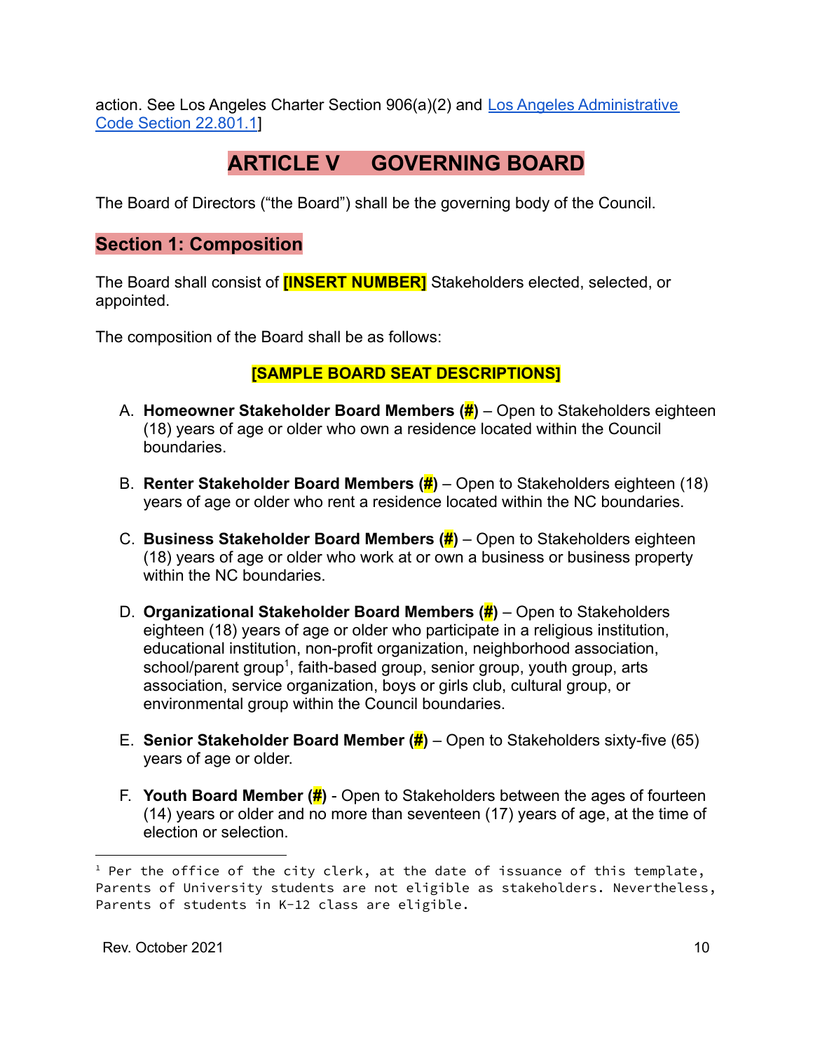action. See Los Angeles Charter Section 906(a)(2) and [Los Angeles Administrative Code Section 22.801.1]]

# ARTICLE V GOVERNING BOARD

The Board of Directors ("the Board") shall be the governing body of the Council.

## Section 1: Composition

The Board shall consist of **[INSERT NUMBER]** Stakeholders elected, selected, or appointed.

The composition of the Board shall be as follows:

**[SAMPLE BOARD SEAT DESCRIPTIONS]**

A. **Homeowner Stakeholder Board Members (#)** – Open to Stakeholders eighteen (18) years of age or older who own a residence located within the Council boundaries.

B. **Renter Stakeholder Board Members (#)** – Open to Stakeholders eighteen (18) years of age or older who rent a residence located within the NC boundaries.

C. **Business Stakeholder Board Members (#)** – Open to Stakeholders eighteen (18) years of age or older who work at or own a business or business property within the NC boundaries.

D. **Organizational Stakeholder Board Members (#)** – Open to Stakeholders eighteen (18) years of age or older who participate in a religious institution, educational institution, non-profit organization, neighborhood association, school/parent group[1], faith-based group, senior group, youth group, arts association, service organization, boys or girls club, cultural group, or environmental group within the Council boundaries.

E. **Senior Stakeholder Board Member (#)** – Open to Stakeholders sixty-five (65) years of age or older.

F. **Youth Board Member (#)** - Open to Stakeholders between the ages of fourteen (14) years or older and no more than seventeen (17) years of age, at the time of election or selection.

---

[1] Per the office of the city clerk, at the date of issuance of this template, Parents of University students are not eligible as stakeholders. Nevertheless, Parents of students in K-12 class are eligible.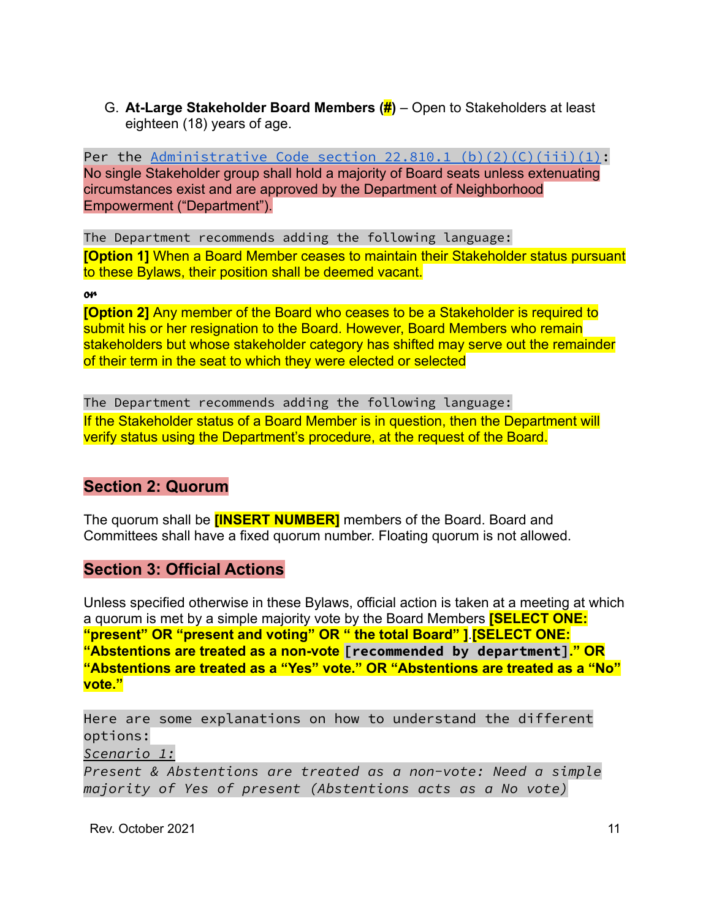G. **At-Large Stakeholder Board Members (#)** – Open to Stakeholders at least eighteen (18) years of age.

Per the [Administrative Code section 22.810.1 (b)(2)(C)(iii)(1)](): No single Stakeholder group shall hold a majority of Board seats unless extenuating circumstances exist and are approved by the Department of Neighborhood Empowerment ("Department").

The Department recommends adding the following language:

**[Option 1]** When a Board Member ceases to maintain their Stakeholder status pursuant to these Bylaws, their position shall be deemed vacant.

*or*

**[Option 2]** Any member of the Board who ceases to be a Stakeholder is required to submit his or her resignation to the Board. However, Board Members who remain stakeholders but whose stakeholder category has shifted may serve out the remainder of their term in the seat to which they were elected or selected

The Department recommends adding the following language:

If the Stakeholder status of a Board Member is in question, then the Department will verify status using the Department's procedure, at the request of the Board.

## Section 2: Quorum

The quorum shall be **[INSERT NUMBER]** members of the Board. Board and Committees shall have a fixed quorum number. Floating quorum is not allowed.

## Section 3: Official Actions

Unless specified otherwise in these Bylaws, official action is taken at a meeting at which a quorum is met by a simple majority vote by the Board Members **[SELECT ONE: "present" OR "present and voting" OR " the total Board" ]**.**[SELECT ONE: "Abstentions are treated as a non-vote [recommended by department]." OR "Abstentions are treated as a "Yes" vote." OR "Abstentions are treated as a "No" vote."**

Here are some explanations on how to understand the different options:

*Scenario 1:*

*Present & Abstentions are treated as a non-vote: Need a simple majority of Yes of present (Abstentions acts as a No vote)*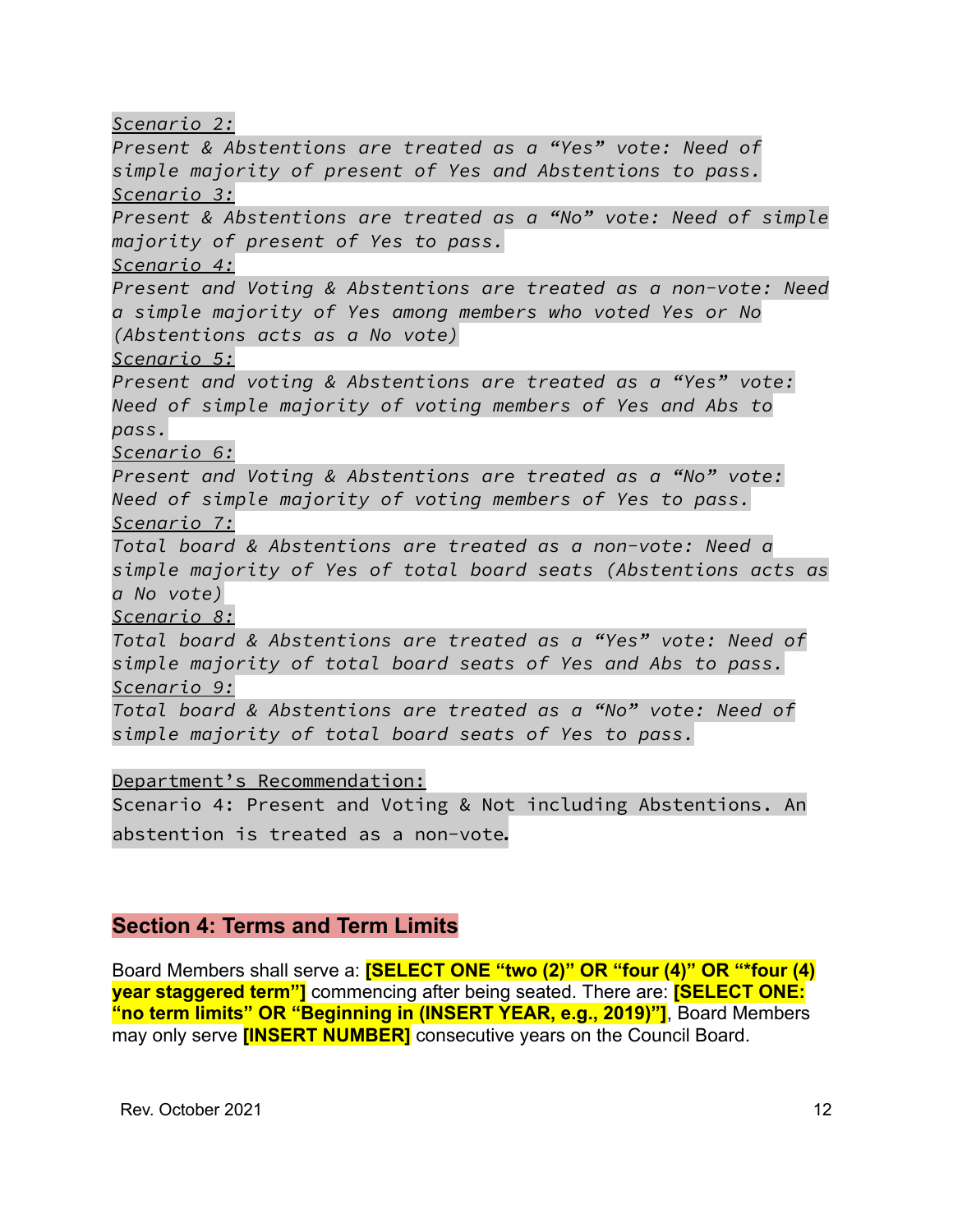*Scenario 2:*

*Present & Abstentions are treated as a “Yes” vote: Need of simple majority of present of Yes and Abstentions to pass.*

*Scenario 3:*

*Present & Abstentions are treated as a “No” vote: Need of simple majority of present of Yes to pass.*

*Scenario 4:*

*Present and Voting & Abstentions are treated as a non-vote: Need a simple majority of Yes among members who voted Yes or No (Abstentions acts as a No vote)*

*Scenario 5:*

*Present and voting & Abstentions are treated as a “Yes” vote: Need of simple majority of voting members of Yes and Abs to pass.*

*Scenario 6:*

*Present and Voting & Abstentions are treated as a “No” vote: Need of simple majority of voting members of Yes to pass.*

*Scenario 7:*

*Total board & Abstentions are treated as a non-vote: Need a simple majority of Yes of total board seats (Abstentions acts as a No vote)*

*Scenario 8:*

*Total board & Abstentions are treated as a “Yes” vote: Need of simple majority of total board seats of Yes and Abs to pass.*

*Scenario 9:*

*Total board & Abstentions are treated as a “No” vote: Need of simple majority of total board seats of Yes to pass.*

Department’s Recommendation:

Scenario 4: Present and Voting & Not including Abstentions. An abstention is treated as a non-vote.

## Section 4: Terms and Term Limits

Board Members shall serve a: **[SELECT ONE “two (2)” OR “four (4)” OR “*four (4) year staggered term”]** commencing after being seated. There are: **[SELECT ONE: “no term limits” OR “Beginning in (INSERT YEAR, e.g., 2019)”]**, Board Members may only serve **[INSERT NUMBER]** consecutive years on the Council Board.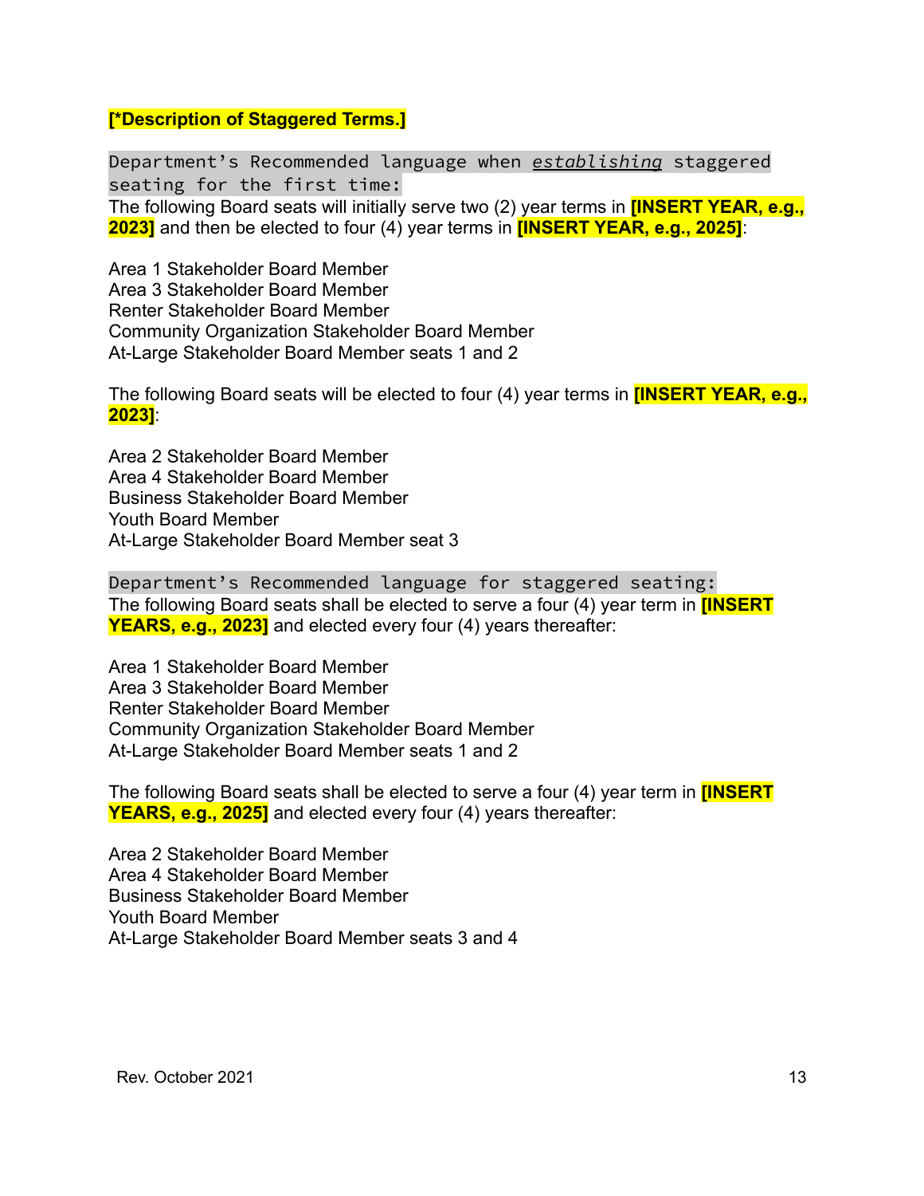**[*Description of Staggered Terms.]**

Department's Recommended language when *establishing* staggered seating for the first time:

The following Board seats will initially serve two (2) year terms in **[INSERT YEAR, e.g., 2023]** and then be elected to four (4) year terms in **[INSERT YEAR, e.g., 2025]**:

Area 1 Stakeholder Board Member
Area 3 Stakeholder Board Member
Renter Stakeholder Board Member
Community Organization Stakeholder Board Member
At-Large Stakeholder Board Member seats 1 and 2

The following Board seats will be elected to four (4) year terms in **[INSERT YEAR, e.g., 2023]**:

Area 2 Stakeholder Board Member
Area 4 Stakeholder Board Member
Business Stakeholder Board Member
Youth Board Member
At-Large Stakeholder Board Member seat 3

Department's Recommended language for staggered seating:

The following Board seats shall be elected to serve a four (4) year term in **[INSERT YEARS, e.g., 2023]** and elected every four (4) years thereafter:

Area 1 Stakeholder Board Member
Area 3 Stakeholder Board Member
Renter Stakeholder Board Member
Community Organization Stakeholder Board Member
At-Large Stakeholder Board Member seats 1 and 2

The following Board seats shall be elected to serve a four (4) year term in **[INSERT YEARS, e.g., 2025]** and elected every four (4) years thereafter:

Area 2 Stakeholder Board Member
Area 4 Stakeholder Board Member
Business Stakeholder Board Member
Youth Board Member
At-Large Stakeholder Board Member seats 3 and 4

Rev. October 2021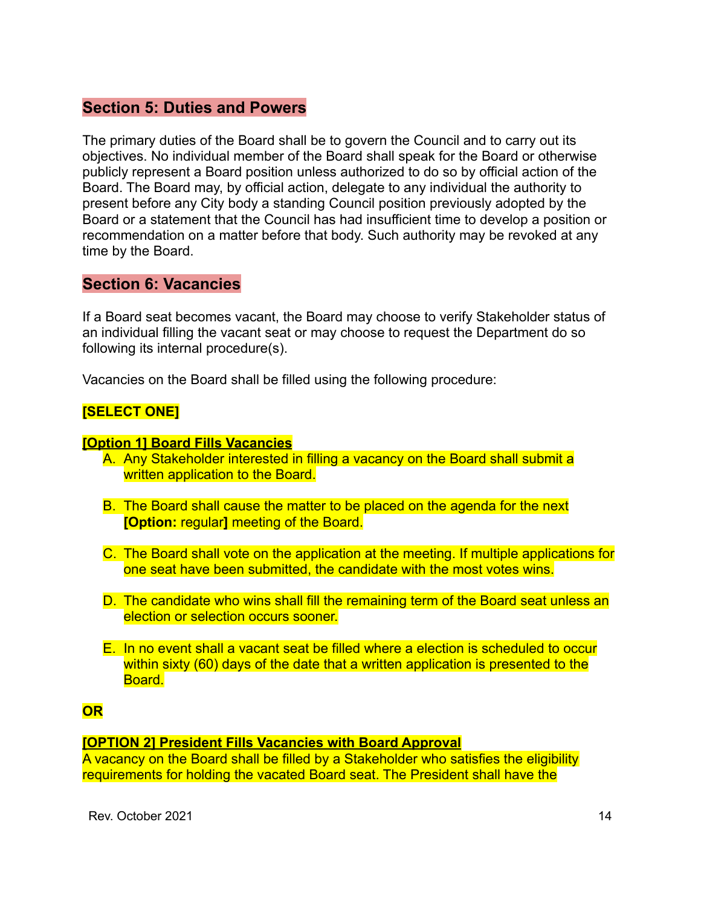## Section 5: Duties and Powers

The primary duties of the Board shall be to govern the Council and to carry out its objectives. No individual member of the Board shall speak for the Board or otherwise publicly represent a Board position unless authorized to do so by official action of the Board. The Board may, by official action, delegate to any individual the authority to present before any City body a standing Council position previously adopted by the Board or a statement that the Council has had insufficient time to develop a position or recommendation on a matter before that body. Such authority may be revoked at any time by the Board.

## Section 6: Vacancies

If a Board seat becomes vacant, the Board may choose to verify Stakeholder status of an individual filling the vacant seat or may choose to request the Department do so following its internal procedure(s).

Vacancies on the Board shall be filled using the following procedure:

**[SELECT ONE]**

**[Option 1] Board Fills Vacancies**

A. Any Stakeholder interested in filling a vacancy on the Board shall submit a written application to the Board.

B. The Board shall cause the matter to be placed on the agenda for the next **[Option:** regular**]** meeting of the Board.

C. The Board shall vote on the application at the meeting. If multiple applications for one seat have been submitted, the candidate with the most votes wins.

D. The candidate who wins shall fill the remaining term of the Board seat unless an election or selection occurs sooner.

E. In no event shall a vacant seat be filled where a election is scheduled to occur within sixty (60) days of the date that a written application is presented to the Board.

**OR**

**[OPTION 2] President Fills Vacancies with Board Approval**

A vacancy on the Board shall be filled by a Stakeholder who satisfies the eligibility requirements for holding the vacated Board seat. The President shall have the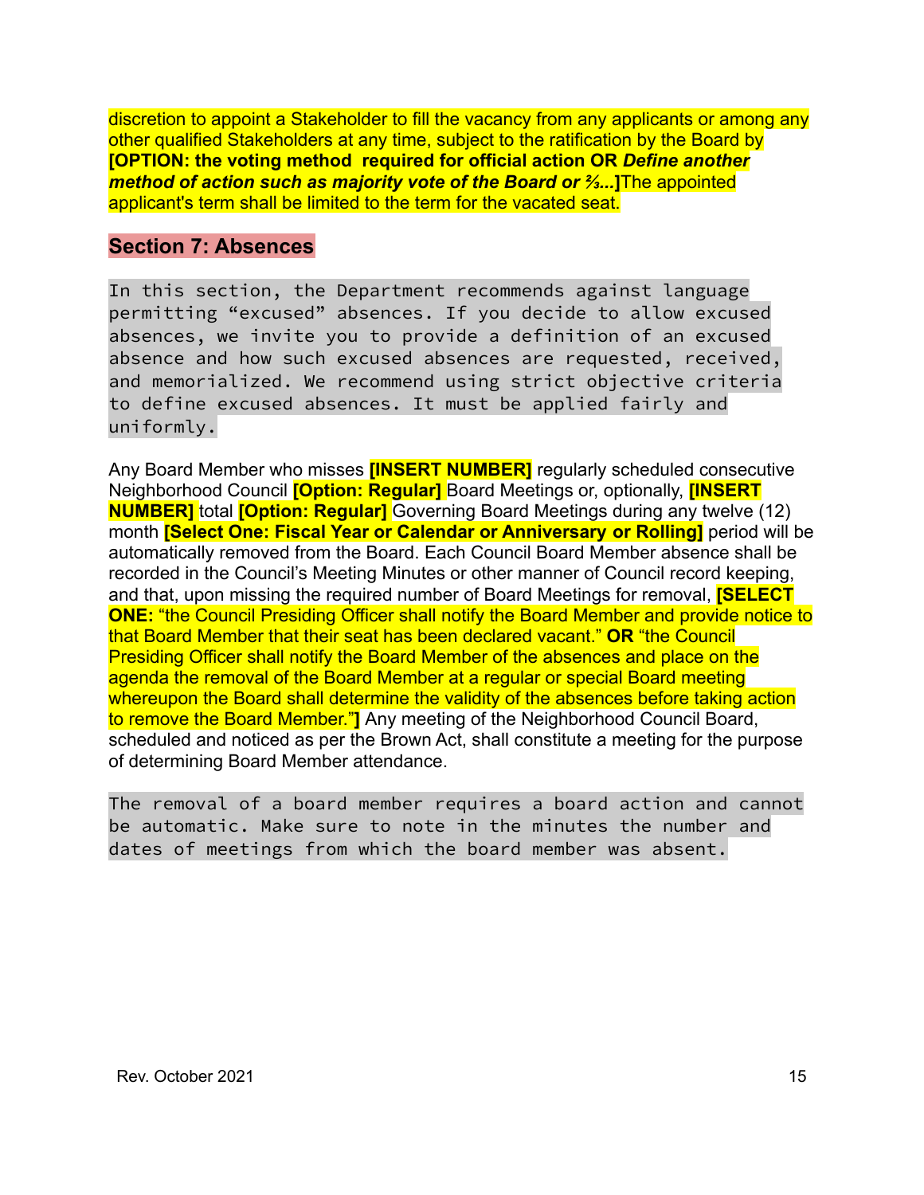discretion to appoint a Stakeholder to fill the vacancy from any applicants or among any other qualified Stakeholders at any time, subject to the ratification by the Board by **[OPTION: the voting method required for official action OR *Define another method of action such as majority vote of the Board or ⅔...*]**The appointed applicant's term shall be limited to the term for the vacated seat.

## Section 7: Absences

```
In this section, the Department recommends against language permitting "excused" absences. If you decide to allow excused absences, we invite you to provide a definition of an excused absence and how such excused absences are requested, received, and memorialized. We recommend using strict objective criteria to define excused absences. It must be applied fairly and uniformly.
```

Any Board Member who misses **[INSERT NUMBER]** regularly scheduled consecutive Neighborhood Council **[Option: Regular]** Board Meetings or, optionally, **[INSERT NUMBER]** total **[Option: Regular]** Governing Board Meetings during any twelve (12) month **[Select One: Fiscal Year or Calendar or Anniversary or Rolling]** period will be automatically removed from the Board. Each Council Board Member absence shall be recorded in the Council's Meeting Minutes or other manner of Council record keeping, and that, upon missing the required number of Board Meetings for removal, **[SELECT ONE:** "the Council Presiding Officer shall notify the Board Member and provide notice to that Board Member that their seat has been declared vacant." **OR** "the Council Presiding Officer shall notify the Board Member of the absences and place on the agenda the removal of the Board Member at a regular or special Board meeting whereupon the Board shall determine the validity of the absences before taking action to remove the Board Member."**]** Any meeting of the Neighborhood Council Board, scheduled and noticed as per the Brown Act, shall constitute a meeting for the purpose of determining Board Member attendance.

```
The removal of a board member requires a board action and cannot be automatic. Make sure to note in the minutes the number and dates of meetings from which the board member was absent.
```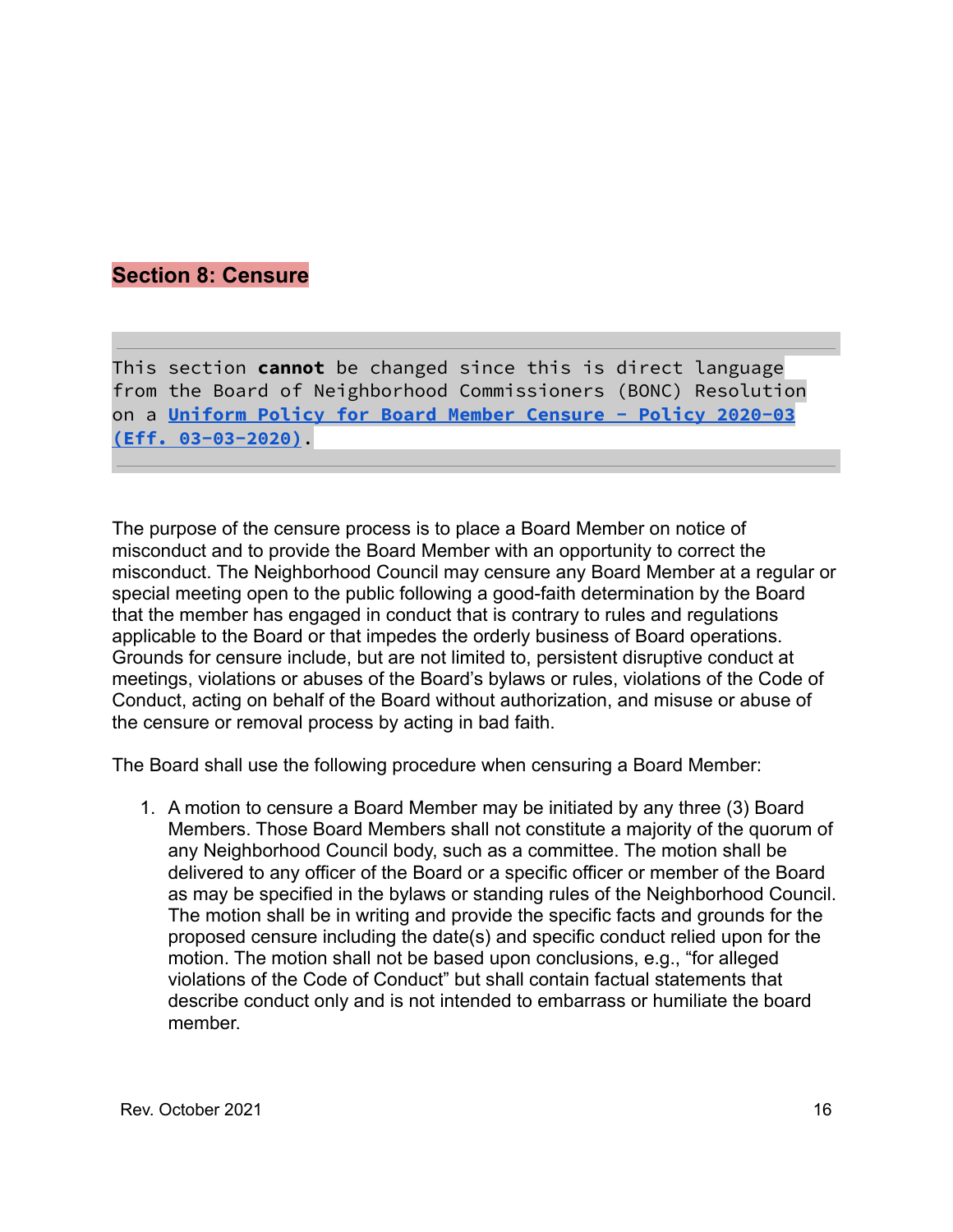## Section 8: Censure

```
This section **cannot** be changed since this is direct language
from the Board of Neighborhood Commissioners (BONC) Resolution
on a Uniform Policy for Board Member Censure – Policy 2020-03
(Eff. 03-03-2020).
```

The purpose of the censure process is to place a Board Member on notice of misconduct and to provide the Board Member with an opportunity to correct the misconduct. The Neighborhood Council may censure any Board Member at a regular or special meeting open to the public following a good-faith determination by the Board that the member has engaged in conduct that is contrary to rules and regulations applicable to the Board or that impedes the orderly business of Board operations. Grounds for censure include, but are not limited to, persistent disruptive conduct at meetings, violations or abuses of the Board's bylaws or rules, violations of the Code of Conduct, acting on behalf of the Board without authorization, and misuse or abuse of the censure or removal process by acting in bad faith.

The Board shall use the following procedure when censuring a Board Member:

1. A motion to censure a Board Member may be initiated by any three (3) Board Members. Those Board Members shall not constitute a majority of the quorum of any Neighborhood Council body, such as a committee. The motion shall be delivered to any officer of the Board or a specific officer or member of the Board as may be specified in the bylaws or standing rules of the Neighborhood Council. The motion shall be in writing and provide the specific facts and grounds for the proposed censure including the date(s) and specific conduct relied upon for the motion. The motion shall not be based upon conclusions, e.g., "for alleged violations of the Code of Conduct" but shall contain factual statements that describe conduct only and is not intended to embarrass or humiliate the board member.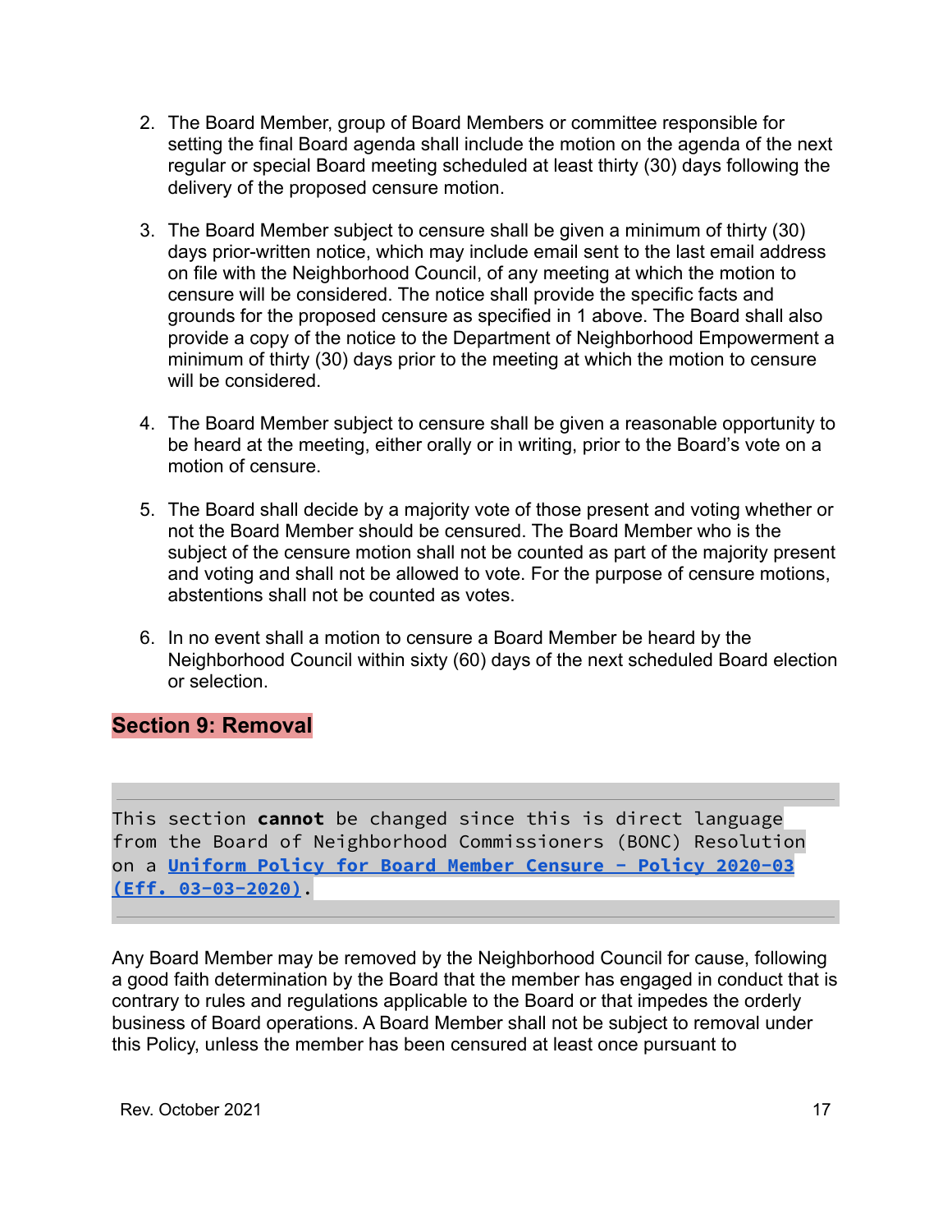2. The Board Member, group of Board Members or committee responsible for setting the final Board agenda shall include the motion on the agenda of the next regular or special Board meeting scheduled at least thirty (30) days following the delivery of the proposed censure motion.

3. The Board Member subject to censure shall be given a minimum of thirty (30) days prior-written notice, which may include email sent to the last email address on file with the Neighborhood Council, of any meeting at which the motion to censure will be considered. The notice shall provide the specific facts and grounds for the proposed censure as specified in 1 above. The Board shall also provide a copy of the notice to the Department of Neighborhood Empowerment a minimum of thirty (30) days prior to the meeting at which the motion to censure will be considered.

4. The Board Member subject to censure shall be given a reasonable opportunity to be heard at the meeting, either orally or in writing, prior to the Board's vote on a motion of censure.

5. The Board shall decide by a majority vote of those present and voting whether or not the Board Member should be censured. The Board Member who is the subject of the censure motion shall not be counted as part of the majority present and voting and shall not be allowed to vote. For the purpose of censure motions, abstentions shall not be counted as votes.

6. In no event shall a motion to censure a Board Member be heard by the Neighborhood Council within sixty (60) days of the next scheduled Board election or selection.

## Section 9: Removal

```
This section **cannot** be changed since this is direct language
from the Board of Neighborhood Commissioners (BONC) Resolution
on a Uniform Policy for Board Member Censure - Policy 2020-03
(Eff. 03-03-2020).
```

Any Board Member may be removed by the Neighborhood Council for cause, following a good faith determination by the Board that the member has engaged in conduct that is contrary to rules and regulations applicable to the Board or that impedes the orderly business of Board operations. A Board Member shall not be subject to removal under this Policy, unless the member has been censured at least once pursuant to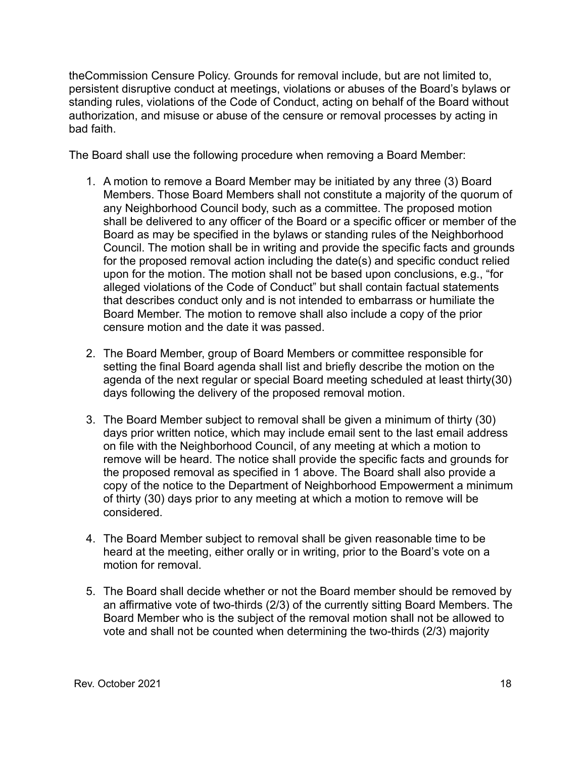theCommission Censure Policy. Grounds for removal include, but are not limited to, persistent disruptive conduct at meetings, violations or abuses of the Board's bylaws or standing rules, violations of the Code of Conduct, acting on behalf of the Board without authorization, and misuse or abuse of the censure or removal processes by acting in bad faith.

The Board shall use the following procedure when removing a Board Member:

1. A motion to remove a Board Member may be initiated by any three (3) Board Members. Those Board Members shall not constitute a majority of the quorum of any Neighborhood Council body, such as a committee. The proposed motion shall be delivered to any officer of the Board or a specific officer or member of the Board as may be specified in the bylaws or standing rules of the Neighborhood Council. The motion shall be in writing and provide the specific facts and grounds for the proposed removal action including the date(s) and specific conduct relied upon for the motion. The motion shall not be based upon conclusions, e.g., "for alleged violations of the Code of Conduct" but shall contain factual statements that describes conduct only and is not intended to embarrass or humiliate the Board Member. The motion to remove shall also include a copy of the prior censure motion and the date it was passed.

2. The Board Member, group of Board Members or committee responsible for setting the final Board agenda shall list and briefly describe the motion on the agenda of the next regular or special Board meeting scheduled at least thirty(30) days following the delivery of the proposed removal motion.

3. The Board Member subject to removal shall be given a minimum of thirty (30) days prior written notice, which may include email sent to the last email address on file with the Neighborhood Council, of any meeting at which a motion to remove will be heard. The notice shall provide the specific facts and grounds for the proposed removal as specified in 1 above. The Board shall also provide a copy of the notice to the Department of Neighborhood Empowerment a minimum of thirty (30) days prior to any meeting at which a motion to remove will be considered.

4. The Board Member subject to removal shall be given reasonable time to be heard at the meeting, either orally or in writing, prior to the Board's vote on a motion for removal.

5. The Board shall decide whether or not the Board member should be removed by an affirmative vote of two-thirds (2/3) of the currently sitting Board Members. The Board Member who is the subject of the removal motion shall not be allowed to vote and shall not be counted when determining the two-thirds (2/3) majority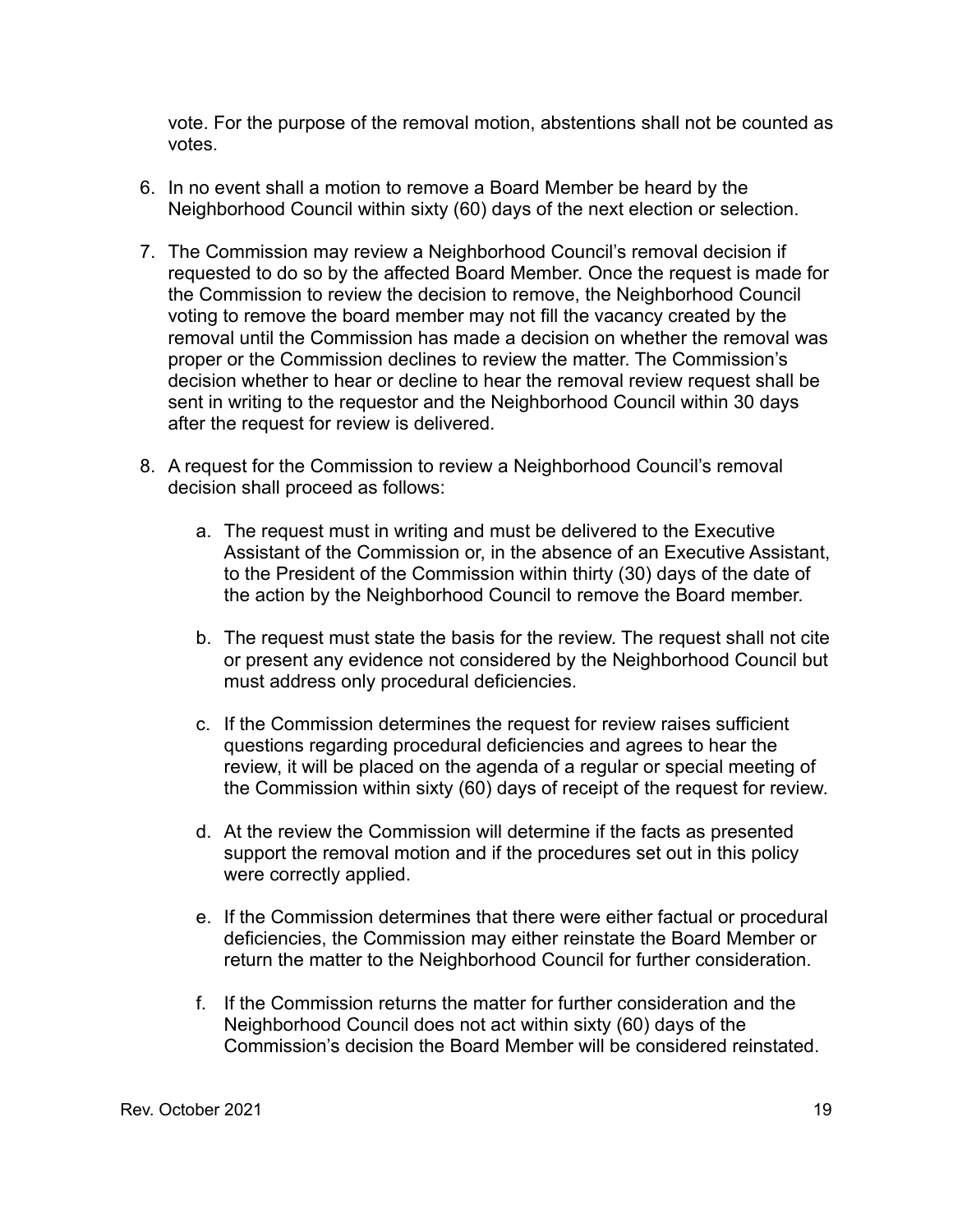vote. For the purpose of the removal motion, abstentions shall not be counted as votes.

6. In no event shall a motion to remove a Board Member be heard by the Neighborhood Council within sixty (60) days of the next election or selection.

7. The Commission may review a Neighborhood Council's removal decision if requested to do so by the affected Board Member. Once the request is made for the Commission to review the decision to remove, the Neighborhood Council voting to remove the board member may not fill the vacancy created by the removal until the Commission has made a decision on whether the removal was proper or the Commission declines to review the matter. The Commission's decision whether to hear or decline to hear the removal review request shall be sent in writing to the requestor and the Neighborhood Council within 30 days after the request for review is delivered.

8. A request for the Commission to review a Neighborhood Council's removal decision shall proceed as follows:

   a. The request must in writing and must be delivered to the Executive Assistant of the Commission or, in the absence of an Executive Assistant, to the President of the Commission within thirty (30) days of the date of the action by the Neighborhood Council to remove the Board member.

   b. The request must state the basis for the review. The request shall not cite or present any evidence not considered by the Neighborhood Council but must address only procedural deficiencies.

   c. If the Commission determines the request for review raises sufficient questions regarding procedural deficiencies and agrees to hear the review, it will be placed on the agenda of a regular or special meeting of the Commission within sixty (60) days of receipt of the request for review.

   d. At the review the Commission will determine if the facts as presented support the removal motion and if the procedures set out in this policy were correctly applied.

   e. If the Commission determines that there were either factual or procedural deficiencies, the Commission may either reinstate the Board Member or return the matter to the Neighborhood Council for further consideration.

   f. If the Commission returns the matter for further consideration and the Neighborhood Council does not act within sixty (60) days of the Commission's decision the Board Member will be considered reinstated.

Rev. October 2021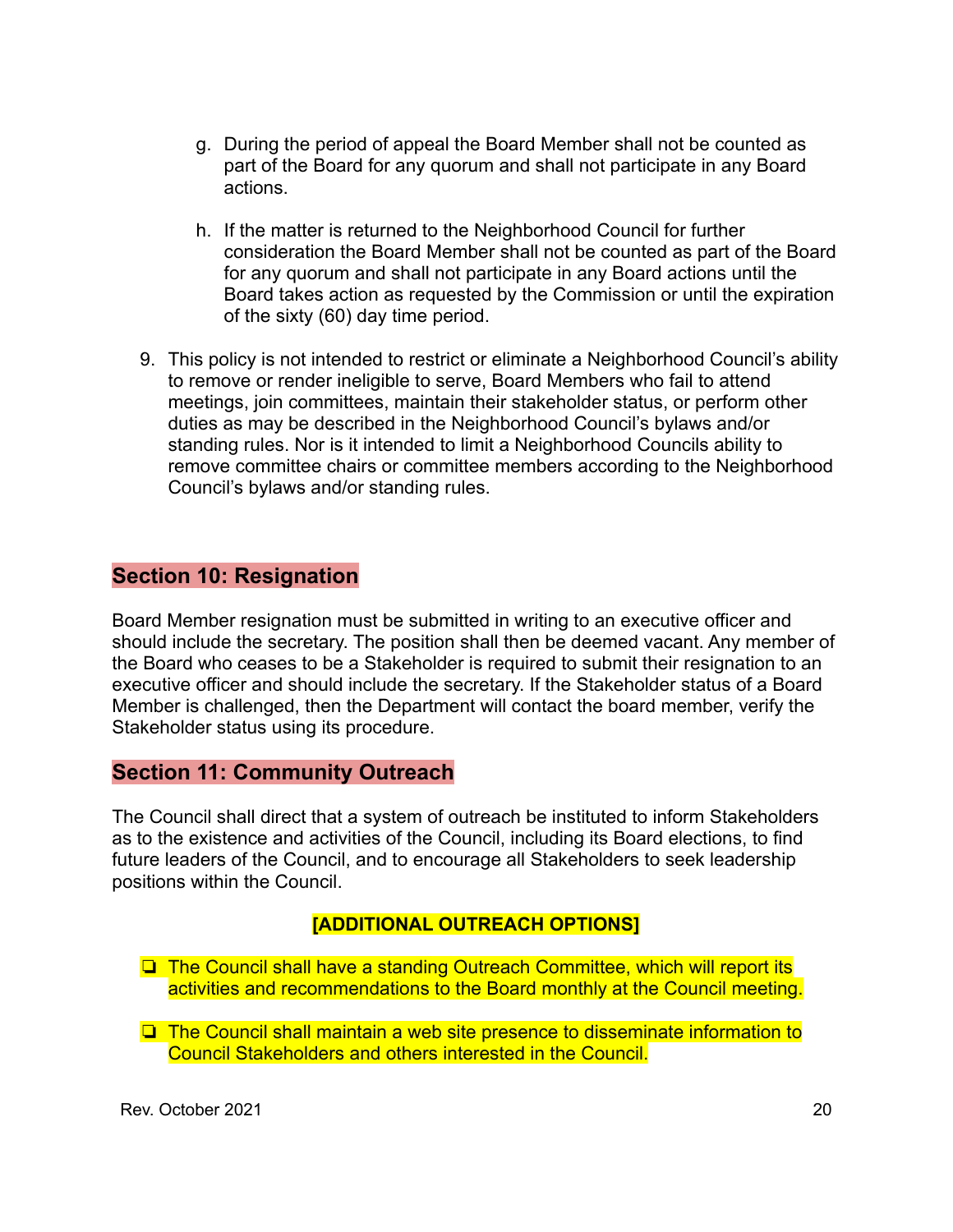g. During the period of appeal the Board Member shall not be counted as part of the Board for any quorum and shall not participate in any Board actions.

h. If the matter is returned to the Neighborhood Council for further consideration the Board Member shall not be counted as part of the Board for any quorum and shall not participate in any Board actions until the Board takes action as requested by the Commission or until the expiration of the sixty (60) day time period.

9. This policy is not intended to restrict or eliminate a Neighborhood Council's ability to remove or render ineligible to serve, Board Members who fail to attend meetings, join committees, maintain their stakeholder status, or perform other duties as may be described in the Neighborhood Council's bylaws and/or standing rules. Nor is it intended to limit a Neighborhood Councils ability to remove committee chairs or committee members according to the Neighborhood Council's bylaws and/or standing rules.

## Section 10: Resignation

Board Member resignation must be submitted in writing to an executive officer and should include the secretary. The position shall then be deemed vacant. Any member of the Board who ceases to be a Stakeholder is required to submit their resignation to an executive officer and should include the secretary. If the Stakeholder status of a Board Member is challenged, then the Department will contact the board member, verify the Stakeholder status using its procedure.

## Section 11: Community Outreach

The Council shall direct that a system of outreach be instituted to inform Stakeholders as to the existence and activities of the Council, including its Board elections, to find future leaders of the Council, and to encourage all Stakeholders to seek leadership positions within the Council.

**[ADDITIONAL OUTREACH OPTIONS]**

- ❏ The Council shall have a standing Outreach Committee, which will report its activities and recommendations to the Board monthly at the Council meeting.

- ❏ The Council shall maintain a web site presence to disseminate information to Council Stakeholders and others interested in the Council.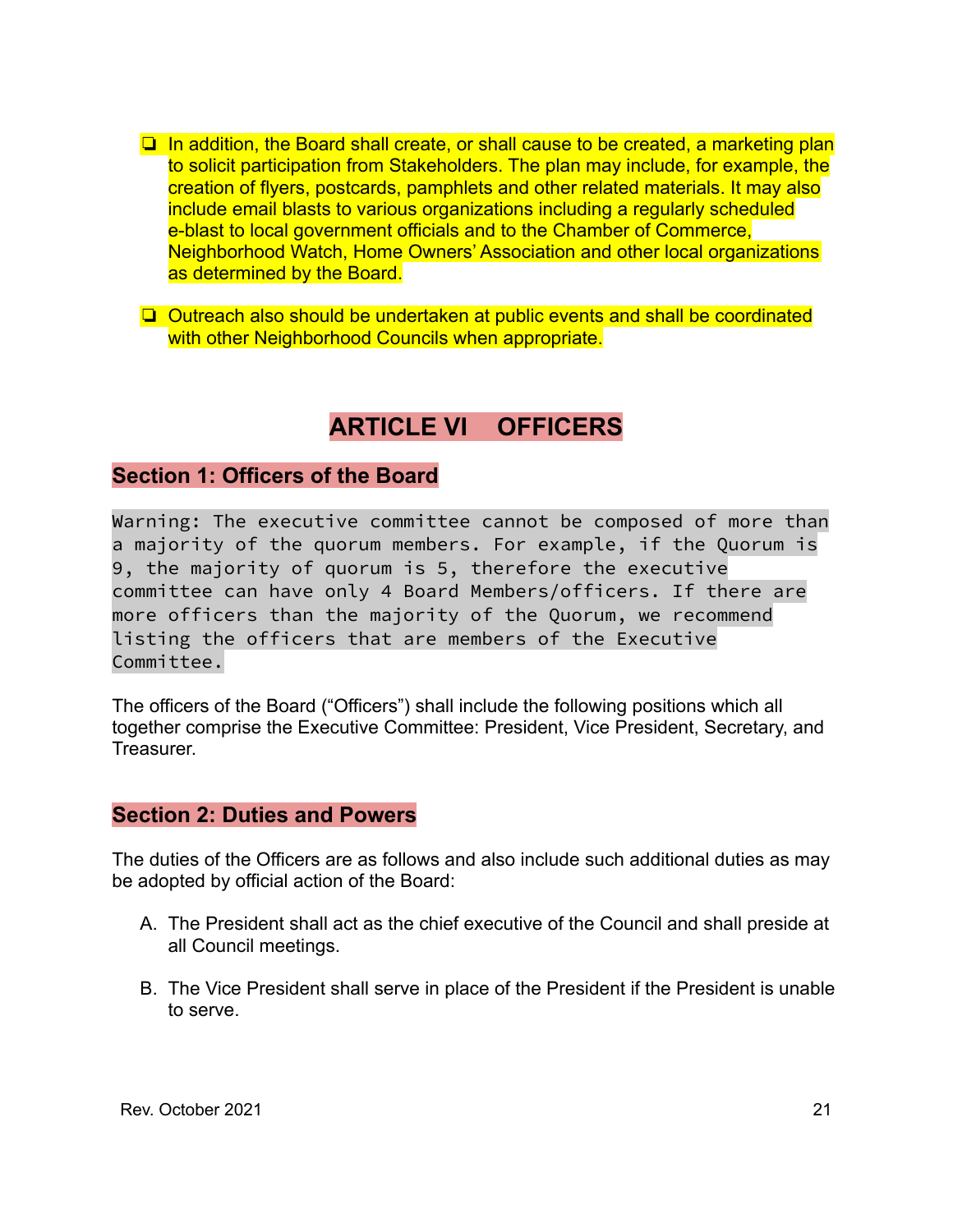- In addition, the Board shall create, or shall cause to be created, a marketing plan to solicit participation from Stakeholders. The plan may include, for example, the creation of flyers, postcards, pamphlets and other related materials. It may also include email blasts to various organizations including a regularly scheduled e-blast to local government officials and to the Chamber of Commerce, Neighborhood Watch, Home Owners' Association and other local organizations as determined by the Board.

- Outreach also should be undertaken at public events and shall be coordinated with other Neighborhood Councils when appropriate.

# ARTICLE VI OFFICERS

## Section 1: Officers of the Board

```
Warning: The executive committee cannot be composed of more than
a majority of the quorum members. For example, if the Quorum is
9, the majority of quorum is 5, therefore the executive
committee can have only 4 Board Members/officers. If there are
more officers than the majority of the Quorum, we recommend
listing the officers that are members of the Executive
Committee.
```

The officers of the Board ("Officers") shall include the following positions which all together comprise the Executive Committee: President, Vice President, Secretary, and Treasurer.

## Section 2: Duties and Powers

The duties of the Officers are as follows and also include such additional duties as may be adopted by official action of the Board:

A. The President shall act as the chief executive of the Council and shall preside at all Council meetings.

B. The Vice President shall serve in place of the President if the President is unable to serve.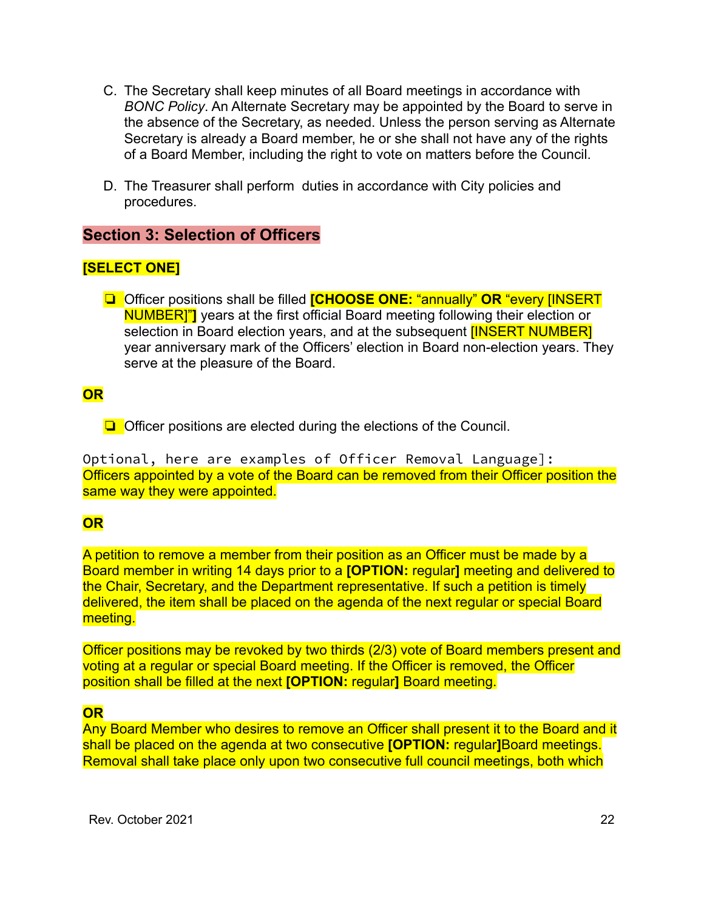C. The Secretary shall keep minutes of all Board meetings in accordance with *BONC Policy*. An Alternate Secretary may be appointed by the Board to serve in the absence of the Secretary, as needed. Unless the person serving as Alternate Secretary is already a Board member, he or she shall not have any of the rights of a Board Member, including the right to vote on matters before the Council.

D. The Treasurer shall perform duties in accordance with City policies and procedures.

## Section 3: Selection of Officers

**[SELECT ONE]**

- ❏ Officer positions shall be filled **[CHOOSE ONE:** "annually" **OR** "every [INSERT NUMBER]"**]** years at the first official Board meeting following their election or selection in Board election years, and at the subsequent [INSERT NUMBER] year anniversary mark of the Officers' election in Board non-election years. They serve at the pleasure of the Board.

**OR**

- ❏ Officer positions are elected during the elections of the Council.

Optional, here are examples of Officer Removal Language]:
Officers appointed by a vote of the Board can be removed from their Officer position the same way they were appointed.

**OR**

A petition to remove a member from their position as an Officer must be made by a Board member in writing 14 days prior to a **[OPTION:** regular**]** meeting and delivered to the Chair, Secretary, and the Department representative. If such a petition is timely delivered, the item shall be placed on the agenda of the next regular or special Board meeting.

Officer positions may be revoked by two thirds (2/3) vote of Board members present and voting at a regular or special Board meeting. If the Officer is removed, the Officer position shall be filled at the next **[OPTION:** regular**]** Board meeting.

**OR**

Any Board Member who desires to remove an Officer shall present it to the Board and it shall be placed on the agenda at two consecutive **[OPTION:** regular**]**Board meetings. Removal shall take place only upon two consecutive full council meetings, both which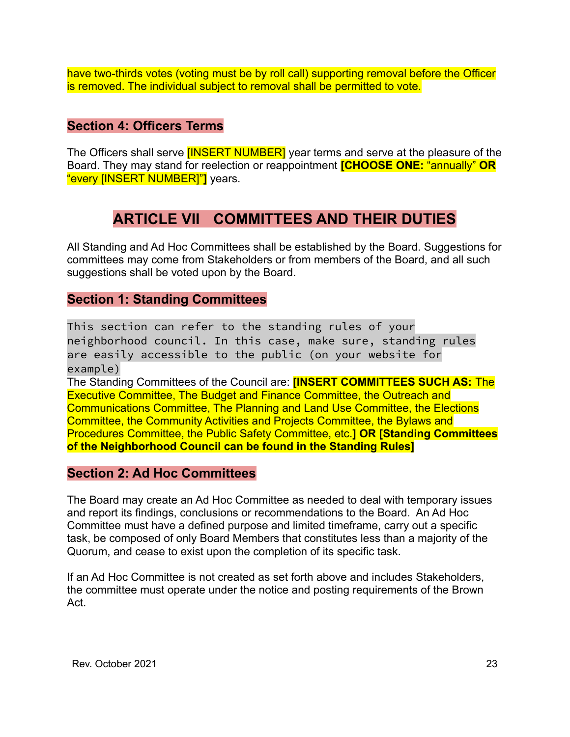have two-thirds votes (voting must be by roll call) supporting removal before the Officer is removed. The individual subject to removal shall be permitted to vote.

### Section 4: Officers Terms

The Officers shall serve [INSERT NUMBER] year terms and serve at the pleasure of the Board. They may stand for reelection or reappointment **[CHOOSE ONE:** "annually" **OR** "every [INSERT NUMBER]"**]** years.

## ARTICLE VII COMMITTEES AND THEIR DUTIES

All Standing and Ad Hoc Committees shall be established by the Board. Suggestions for committees may come from Stakeholders or from members of the Board, and all such suggestions shall be voted upon by the Board.

### Section 1: Standing Committees

```
This section can refer to the standing rules of your
neighborhood council. In this case, make sure, standing rules
are easily accessible to the public (on your website for
example)
```

The Standing Committees of the Council are: **[INSERT COMMITTEES SUCH AS:** The Executive Committee, The Budget and Finance Committee, the Outreach and Communications Committee, The Planning and Land Use Committee, the Elections Committee, the Community Activities and Projects Committee, the Bylaws and Procedures Committee, the Public Safety Committee, etc.**] OR [Standing Committees of the Neighborhood Council can be found in the Standing Rules]**

### Section 2: Ad Hoc Committees

The Board may create an Ad Hoc Committee as needed to deal with temporary issues and report its findings, conclusions or recommendations to the Board. An Ad Hoc Committee must have a defined purpose and limited timeframe, carry out a specific task, be composed of only Board Members that constitutes less than a majority of the Quorum, and cease to exist upon the completion of its specific task.

If an Ad Hoc Committee is not created as set forth above and includes Stakeholders, the committee must operate under the notice and posting requirements of the Brown Act.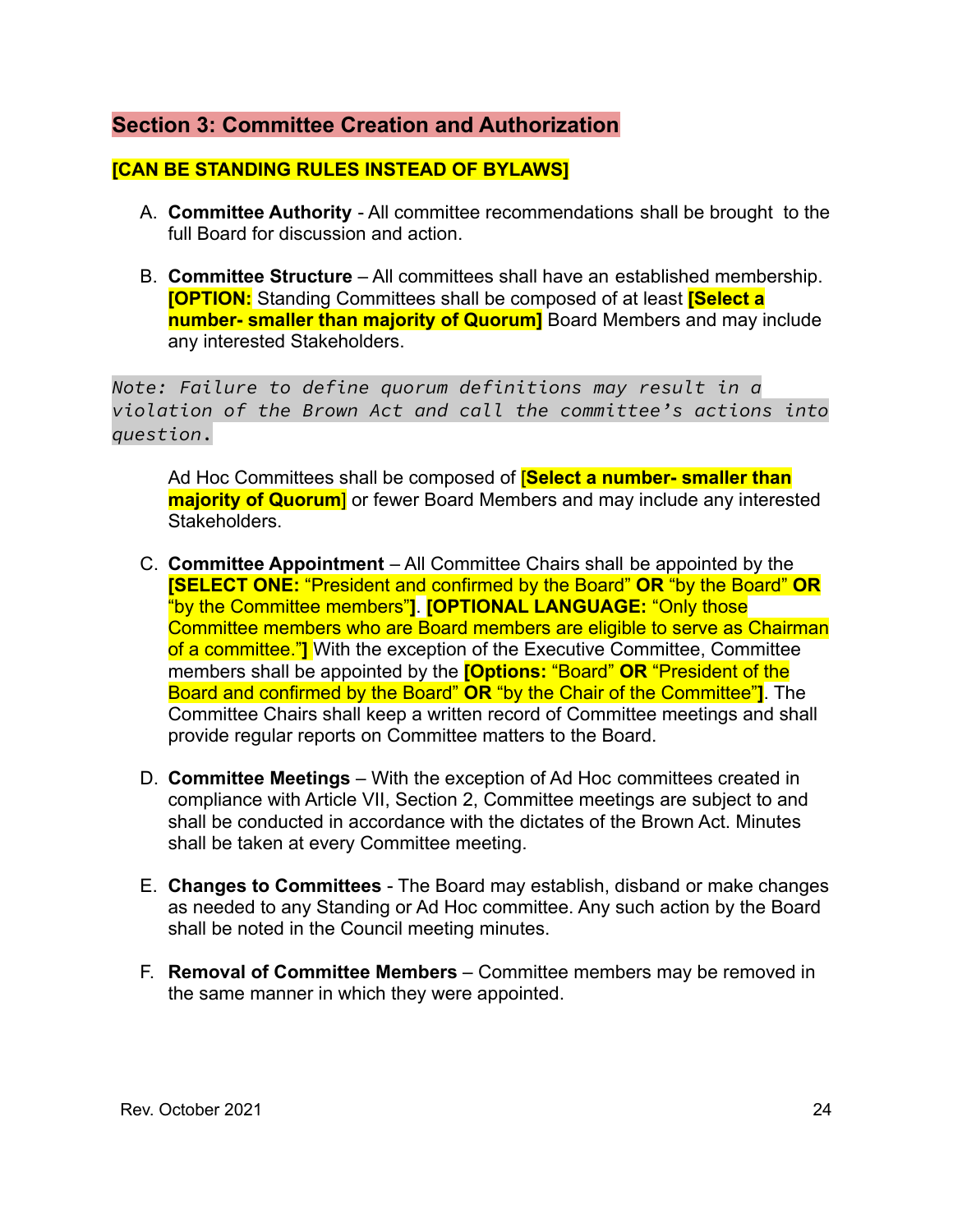## Section 3: Committee Creation and Authorization

**[CAN BE STANDING RULES INSTEAD OF BYLAWS]**

A. **Committee Authority** - All committee recommendations shall be brought to the full Board for discussion and action.

B. **Committee Structure** – All committees shall have an established membership. **[OPTION:** Standing Committees shall be composed of at least **[Select a number- smaller than majority of Quorum]** Board Members and may include any interested Stakeholders.

*Note: Failure to define quorum definitions may result in a violation of the Brown Act and call the committee's actions into question.*

   Ad Hoc Committees shall be composed of **[Select a number- smaller than majority of Quorum]** or fewer Board Members and may include any interested Stakeholders.

C. **Committee Appointment** – All Committee Chairs shall be appointed by the **[SELECT ONE:** "President and confirmed by the Board" **OR** "by the Board" **OR** "by the Committee members"**]**. **[OPTIONAL LANGUAGE:** "Only those Committee members who are Board members are eligible to serve as Chairman of a committee."**]** With the exception of the Executive Committee, Committee members shall be appointed by the **[Options:** "Board" **OR** "President of the Board and confirmed by the Board" **OR** "by the Chair of the Committee"**]**. The Committee Chairs shall keep a written record of Committee meetings and shall provide regular reports on Committee matters to the Board.

D. **Committee Meetings** – With the exception of Ad Hoc committees created in compliance with Article VII, Section 2, Committee meetings are subject to and shall be conducted in accordance with the dictates of the Brown Act. Minutes shall be taken at every Committee meeting.

E. **Changes to Committees** - The Board may establish, disband or make changes as needed to any Standing or Ad Hoc committee. Any such action by the Board shall be noted in the Council meeting minutes.

F. **Removal of Committee Members** – Committee members may be removed in the same manner in which they were appointed.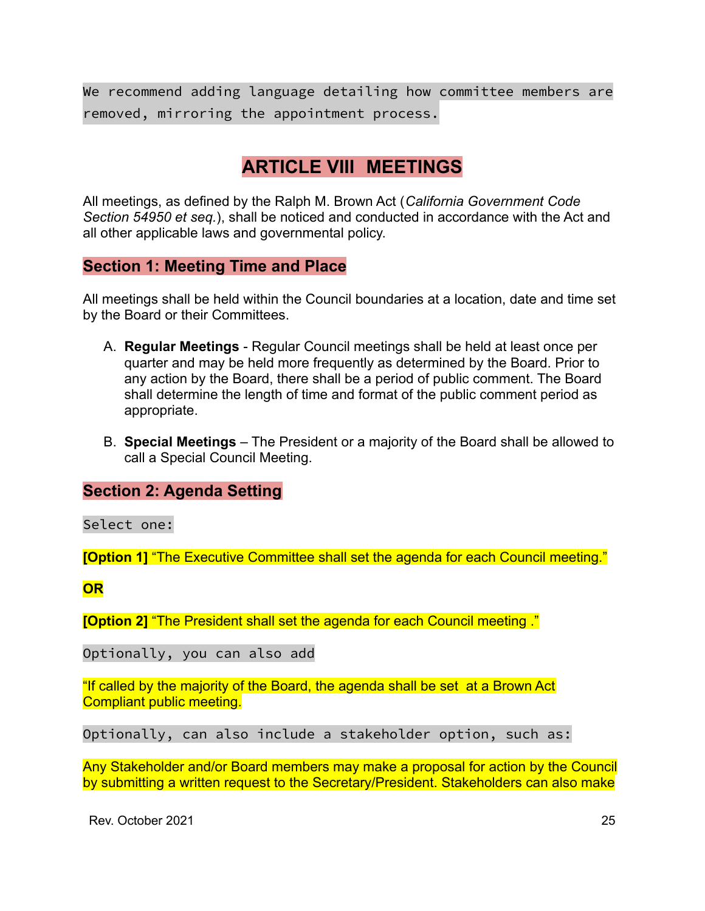We recommend adding language detailing how committee members are removed, mirroring the appointment process.

# ARTICLE VIII MEETINGS

All meetings, as defined by the Ralph M. Brown Act (*California Government Code Section 54950 et seq.*), shall be noticed and conducted in accordance with the Act and all other applicable laws and governmental policy.

## Section 1: Meeting Time and Place

All meetings shall be held within the Council boundaries at a location, date and time set by the Board or their Committees.

A. **Regular Meetings** - Regular Council meetings shall be held at least once per quarter and may be held more frequently as determined by the Board. Prior to any action by the Board, there shall be a period of public comment. The Board shall determine the length of time and format of the public comment period as appropriate.

B. **Special Meetings** – The President or a majority of the Board shall be allowed to call a Special Council Meeting.

## Section 2: Agenda Setting

Select one:

**[Option 1]** "The Executive Committee shall set the agenda for each Council meeting."

**OR**

**[Option 2]** "The President shall set the agenda for each Council meeting ."

Optionally, you can also add

"If called by the majority of the Board, the agenda shall be set at a Brown Act Compliant public meeting.

Optionally, can also include a stakeholder option, such as:

Any Stakeholder and/or Board members may make a proposal for action by the Council by submitting a written request to the Secretary/President. Stakeholders can also make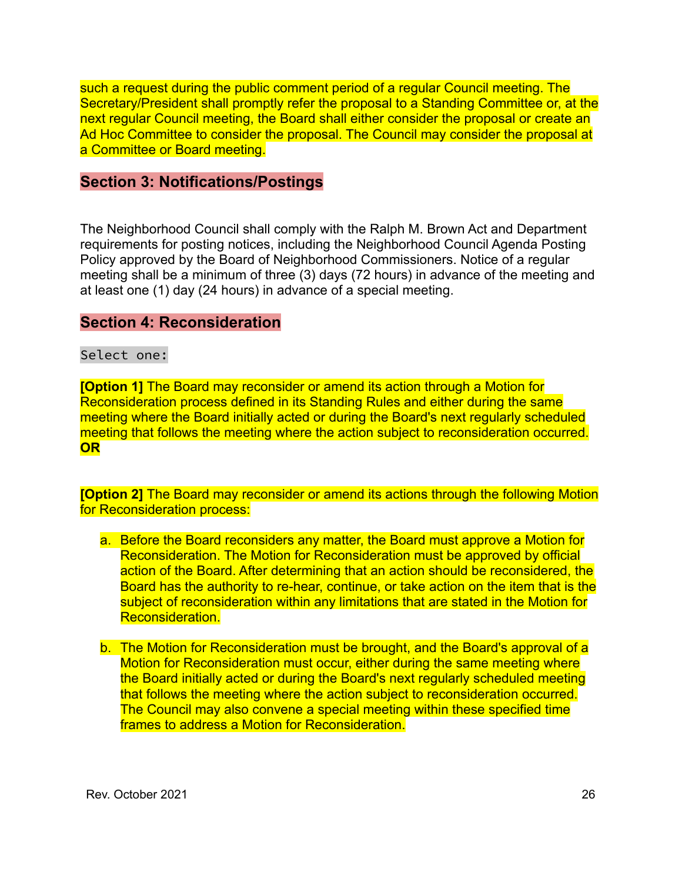such a request during the public comment period of a regular Council meeting. The Secretary/President shall promptly refer the proposal to a Standing Committee or, at the next regular Council meeting, the Board shall either consider the proposal or create an Ad Hoc Committee to consider the proposal. The Council may consider the proposal at a Committee or Board meeting.

## Section 3: Notifications/Postings

The Neighborhood Council shall comply with the Ralph M. Brown Act and Department requirements for posting notices, including the Neighborhood Council Agenda Posting Policy approved by the Board of Neighborhood Commissioners. Notice of a regular meeting shall be a minimum of three (3) days (72 hours) in advance of the meeting and at least one (1) day (24 hours) in advance of a special meeting.

## Section 4: Reconsideration

```
Select one:
```

**[Option 1]** The Board may reconsider or amend its action through a Motion for Reconsideration process defined in its Standing Rules and either during the same meeting where the Board initially acted or during the Board's next regularly scheduled meeting that follows the meeting where the action subject to reconsideration occurred. **OR**

**[Option 2]** The Board may reconsider or amend its actions through the following Motion for Reconsideration process:

a. Before the Board reconsiders any matter, the Board must approve a Motion for Reconsideration. The Motion for Reconsideration must be approved by official action of the Board. After determining that an action should be reconsidered, the Board has the authority to re-hear, continue, or take action on the item that is the subject of reconsideration within any limitations that are stated in the Motion for Reconsideration.

b. The Motion for Reconsideration must be brought, and the Board's approval of a Motion for Reconsideration must occur, either during the same meeting where the Board initially acted or during the Board's next regularly scheduled meeting that follows the meeting where the action subject to reconsideration occurred. The Council may also convene a special meeting within these specified time frames to address a Motion for Reconsideration.

Rev. October 2021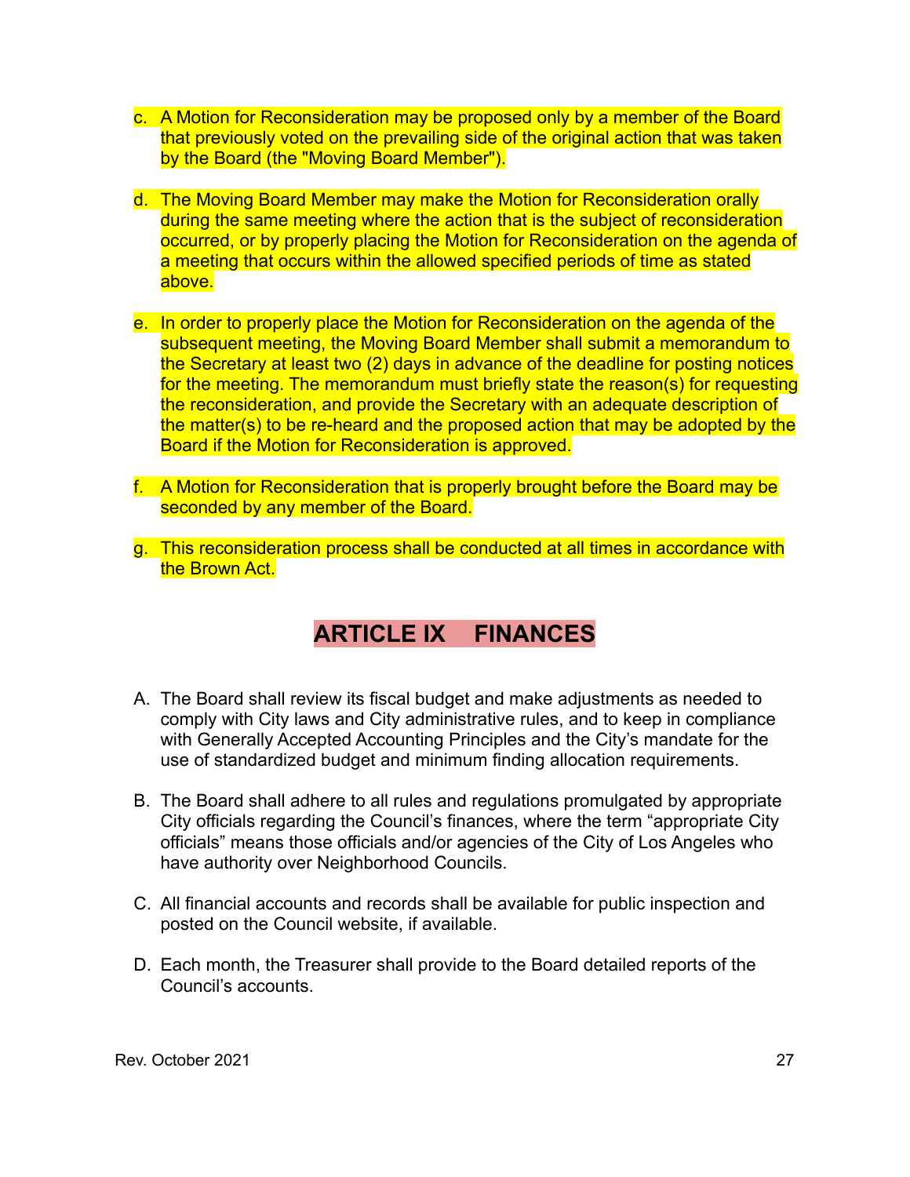c. A Motion for Reconsideration may be proposed only by a member of the Board that previously voted on the prevailing side of the original action that was taken by the Board (the "Moving Board Member").

d. The Moving Board Member may make the Motion for Reconsideration orally during the same meeting where the action that is the subject of reconsideration occurred, or by properly placing the Motion for Reconsideration on the agenda of a meeting that occurs within the allowed specified periods of time as stated above.

e. In order to properly place the Motion for Reconsideration on the agenda of the subsequent meeting, the Moving Board Member shall submit a memorandum to the Secretary at least two (2) days in advance of the deadline for posting notices for the meeting. The memorandum must briefly state the reason(s) for requesting the reconsideration, and provide the Secretary with an adequate description of the matter(s) to be re-heard and the proposed action that may be adopted by the Board if the Motion for Reconsideration is approved.

f. A Motion for Reconsideration that is properly brought before the Board may be seconded by any member of the Board.

g. This reconsideration process shall be conducted at all times in accordance with the Brown Act.

## ARTICLE IX FINANCES

A. The Board shall review its fiscal budget and make adjustments as needed to comply with City laws and City administrative rules, and to keep in compliance with Generally Accepted Accounting Principles and the City's mandate for the use of standardized budget and minimum finding allocation requirements.

B. The Board shall adhere to all rules and regulations promulgated by appropriate City officials regarding the Council's finances, where the term "appropriate City officials" means those officials and/or agencies of the City of Los Angeles who have authority over Neighborhood Councils.

C. All financial accounts and records shall be available for public inspection and posted on the Council website, if available.

D. Each month, the Treasurer shall provide to the Board detailed reports of the Council's accounts.

Rev. October 2021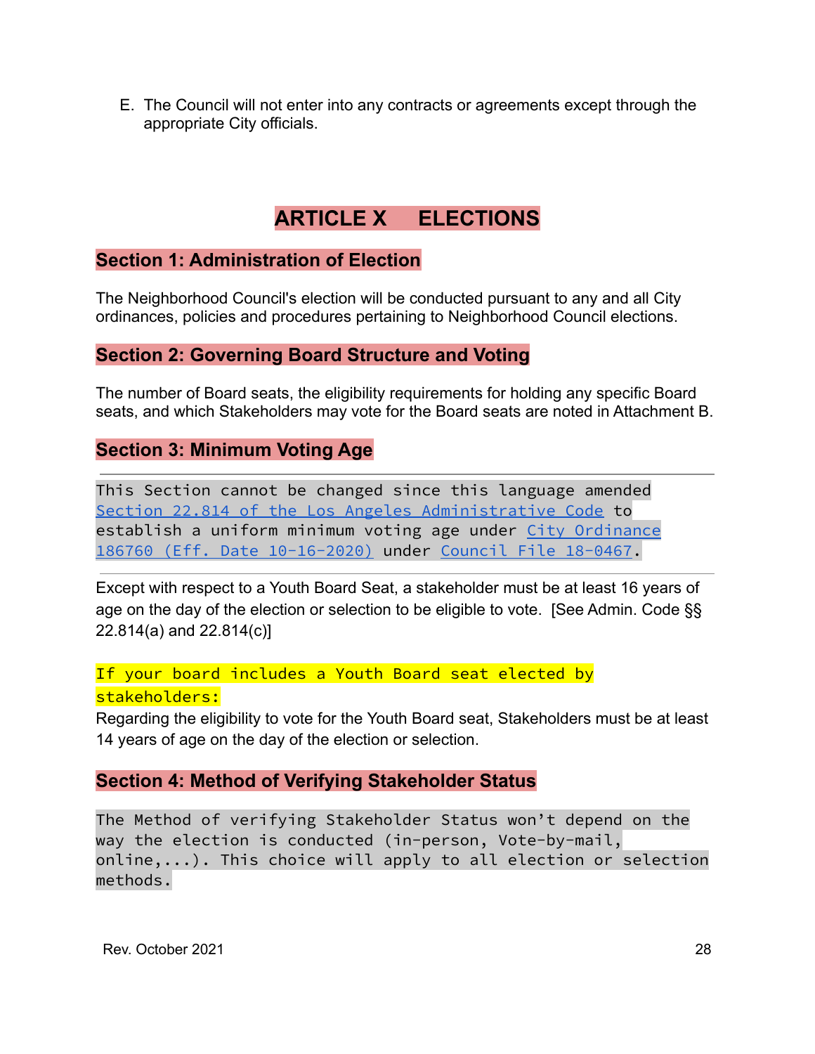E. The Council will not enter into any contracts or agreements except through the appropriate City officials.

# ARTICLE X ELECTIONS

## Section 1: Administration of Election

The Neighborhood Council's election will be conducted pursuant to any and all City ordinances, policies and procedures pertaining to Neighborhood Council elections.

## Section 2: Governing Board Structure and Voting

The number of Board seats, the eligibility requirements for holding any specific Board seats, and which Stakeholders may vote for the Board seats are noted in Attachment B.

## Section 3: Minimum Voting Age

---

This Section cannot be changed since this language amended Section 22.814 of the Los Angeles Administrative Code to establish a uniform minimum voting age under City Ordinance 186760 (Eff. Date 10-16-2020) under Council File 18-0467.

---

Except with respect to a Youth Board Seat, a stakeholder must be at least 16 years of age on the day of the election or selection to be eligible to vote. [See Admin. Code §§ 22.814(a) and 22.814(c)]

If your board includes a Youth Board seat elected by stakeholders:

Regarding the eligibility to vote for the Youth Board seat, Stakeholders must be at least 14 years of age on the day of the election or selection.

## Section 4: Method of Verifying Stakeholder Status

The Method of verifying Stakeholder Status won't depend on the way the election is conducted (in-person, Vote-by-mail, online,...). This choice will apply to all election or selection methods.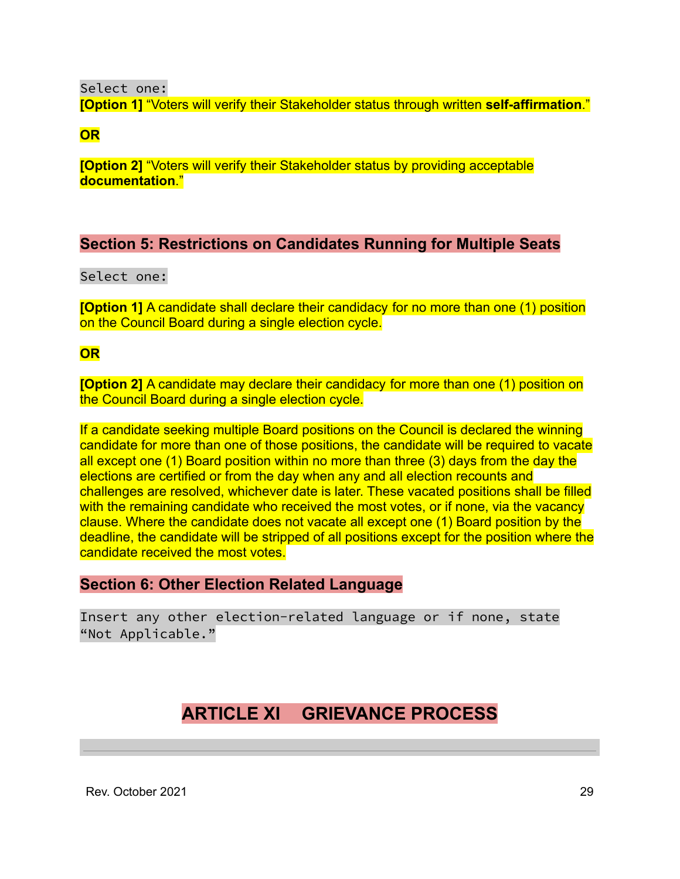Select one:

**[Option 1]** "Voters will verify their Stakeholder status through written **self-affirmation**."

**OR**

**[Option 2]** "Voters will verify their Stakeholder status by providing acceptable **documentation**."

### Section 5: Restrictions on Candidates Running for Multiple Seats

Select one:

**[Option 1]** A candidate shall declare their candidacy for no more than one (1) position on the Council Board during a single election cycle.

**OR**

**[Option 2]** A candidate may declare their candidacy for more than one (1) position on the Council Board during a single election cycle.

If a candidate seeking multiple Board positions on the Council is declared the winning candidate for more than one of those positions, the candidate will be required to vacate all except one (1) Board position within no more than three (3) days from the day the elections are certified or from the day when any and all election recounts and challenges are resolved, whichever date is later. These vacated positions shall be filled with the remaining candidate who received the most votes, or if none, via the vacancy clause. Where the candidate does not vacate all except one (1) Board position by the deadline, the candidate will be stripped of all positions except for the position where the candidate received the most votes.

### Section 6: Other Election Related Language

Insert any other election-related language or if none, state "Not Applicable."

## ARTICLE XI GRIEVANCE PROCESS

---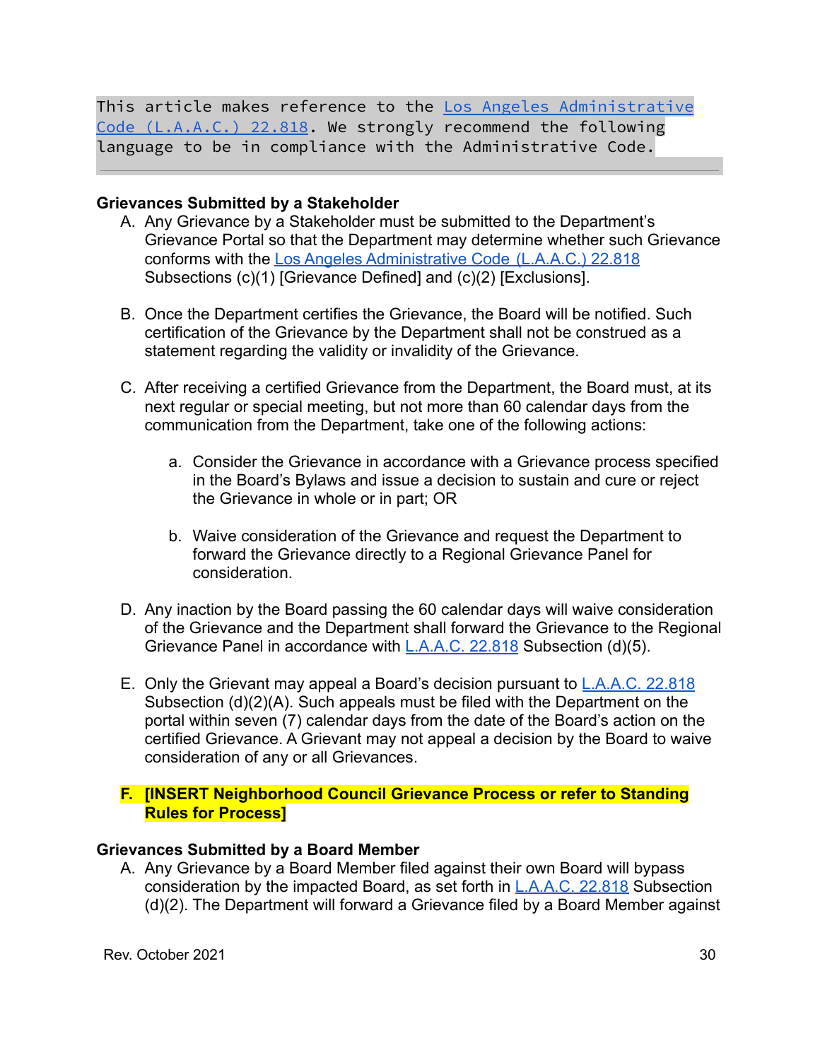```
This article makes reference to the Los Angeles Administrative
Code (L.A.A.C.) 22.818. We strongly recommend the following
language to be in compliance with the Administrative Code.
```

---

**Grievances Submitted by a Stakeholder**

A. Any Grievance by a Stakeholder must be submitted to the Department's Grievance Portal so that the Department may determine whether such Grievance conforms with the Los Angeles Administrative Code (L.A.A.C.) 22.818 Subsections (c)(1) [Grievance Defined] and (c)(2) [Exclusions].

B. Once the Department certifies the Grievance, the Board will be notified. Such certification of the Grievance by the Department shall not be construed as a statement regarding the validity or invalidity of the Grievance.

C. After receiving a certified Grievance from the Department, the Board must, at its next regular or special meeting, but not more than 60 calendar days from the communication from the Department, take one of the following actions:

   a. Consider the Grievance in accordance with a Grievance process specified in the Board's Bylaws and issue a decision to sustain and cure or reject the Grievance in whole or in part; OR

   b. Waive consideration of the Grievance and request the Department to forward the Grievance directly to a Regional Grievance Panel for consideration.

D. Any inaction by the Board passing the 60 calendar days will waive consideration of the Grievance and the Department shall forward the Grievance to the Regional Grievance Panel in accordance with L.A.A.C. 22.818 Subsection (d)(5).

E. Only the Grievant may appeal a Board's decision pursuant to L.A.A.C. 22.818 Subsection (d)(2)(A). Such appeals must be filed with the Department on the portal within seven (7) calendar days from the date of the Board's action on the certified Grievance. A Grievant may not appeal a decision by the Board to waive consideration of any or all Grievances.

**F. [INSERT Neighborhood Council Grievance Process or refer to Standing Rules for Process]**

**Grievances Submitted by a Board Member**

A. Any Grievance by a Board Member filed against their own Board will bypass consideration by the impacted Board, as set forth in L.A.A.C. 22.818 Subsection (d)(2). The Department will forward a Grievance filed by a Board Member against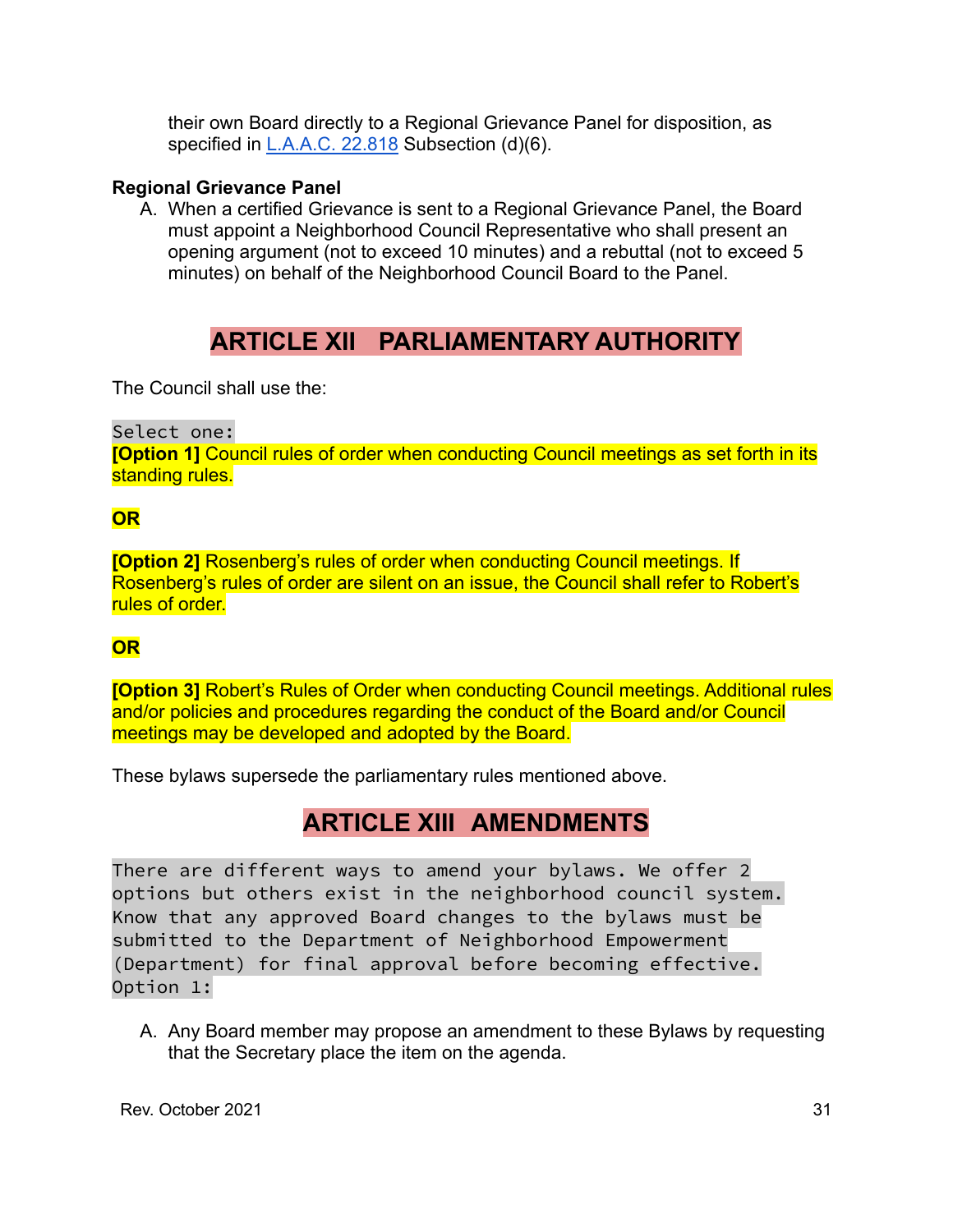their own Board directly to a Regional Grievance Panel for disposition, as specified in L.A.A.C. 22.818 Subsection (d)(6).

**Regional Grievance Panel**

A. When a certified Grievance is sent to a Regional Grievance Panel, the Board must appoint a Neighborhood Council Representative who shall present an opening argument (not to exceed 10 minutes) and a rebuttal (not to exceed 5 minutes) on behalf of the Neighborhood Council Board to the Panel.

## ARTICLE XII PARLIAMENTARY AUTHORITY

The Council shall use the:

Select one:

**[Option 1]** Council rules of order when conducting Council meetings as set forth in its standing rules.

**OR**

**[Option 2]** Rosenberg's rules of order when conducting Council meetings. If Rosenberg's rules of order are silent on an issue, the Council shall refer to Robert's rules of order.

**OR**

**[Option 3]** Robert's Rules of Order when conducting Council meetings. Additional rules and/or policies and procedures regarding the conduct of the Board and/or Council meetings may be developed and adopted by the Board.

These bylaws supersede the parliamentary rules mentioned above.

## ARTICLE XIII AMENDMENTS

There are different ways to amend your bylaws. We offer 2 options but others exist in the neighborhood council system. Know that any approved Board changes to the bylaws must be submitted to the Department of Neighborhood Empowerment (Department) for final approval before becoming effective.

Option 1:

A. Any Board member may propose an amendment to these Bylaws by requesting that the Secretary place the item on the agenda.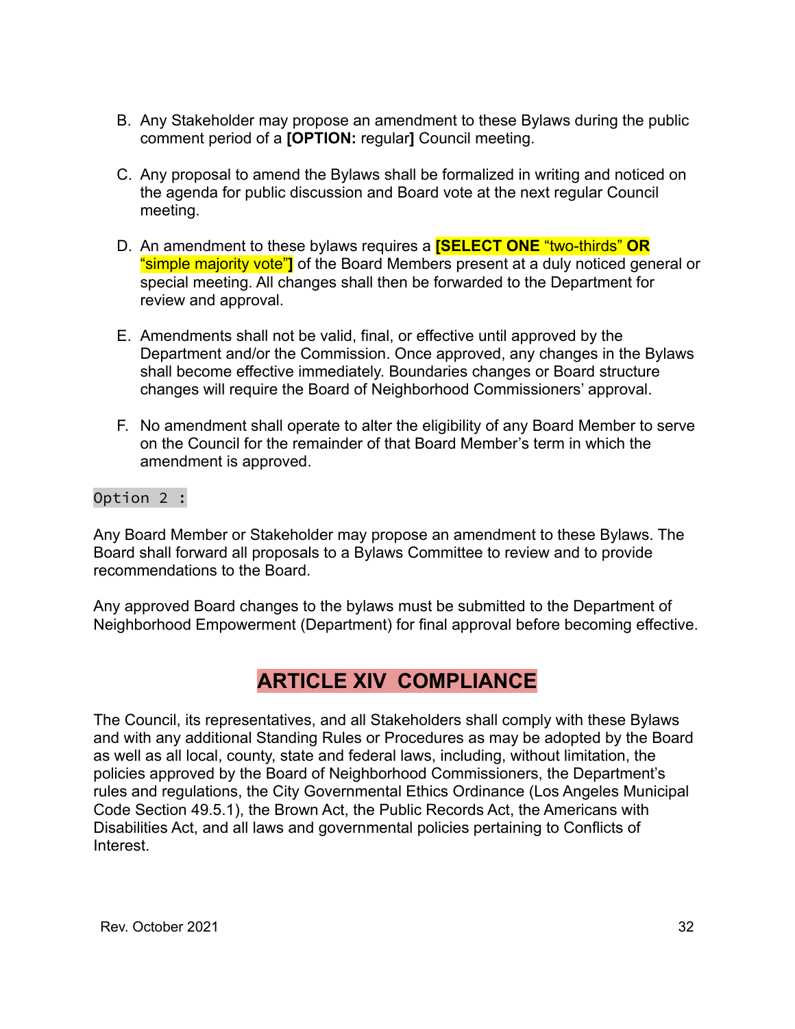B. Any Stakeholder may propose an amendment to these Bylaws during the public comment period of a **[OPTION:** regular**]** Council meeting.

C. Any proposal to amend the Bylaws shall be formalized in writing and noticed on the agenda for public discussion and Board vote at the next regular Council meeting.

D. An amendment to these bylaws requires a **[SELECT ONE** "two-thirds" **OR** "simple majority vote"**]** of the Board Members present at a duly noticed general or special meeting. All changes shall then be forwarded to the Department for review and approval.

E. Amendments shall not be valid, final, or effective until approved by the Department and/or the Commission. Once approved, any changes in the Bylaws shall become effective immediately. Boundaries changes or Board structure changes will require the Board of Neighborhood Commissioners' approval.

F. No amendment shall operate to alter the eligibility of any Board Member to serve on the Council for the remainder of that Board Member's term in which the amendment is approved.

Option 2 :

Any Board Member or Stakeholder may propose an amendment to these Bylaws. The Board shall forward all proposals to a Bylaws Committee to review and to provide recommendations to the Board.

Any approved Board changes to the bylaws must be submitted to the Department of Neighborhood Empowerment (Department) for final approval before becoming effective.

# ARTICLE XIV COMPLIANCE

The Council, its representatives, and all Stakeholders shall comply with these Bylaws and with any additional Standing Rules or Procedures as may be adopted by the Board as well as all local, county, state and federal laws, including, without limitation, the policies approved by the Board of Neighborhood Commissioners, the Department's rules and regulations, the City Governmental Ethics Ordinance (Los Angeles Municipal Code Section 49.5.1), the Brown Act, the Public Records Act, the Americans with Disabilities Act, and all laws and governmental policies pertaining to Conflicts of Interest.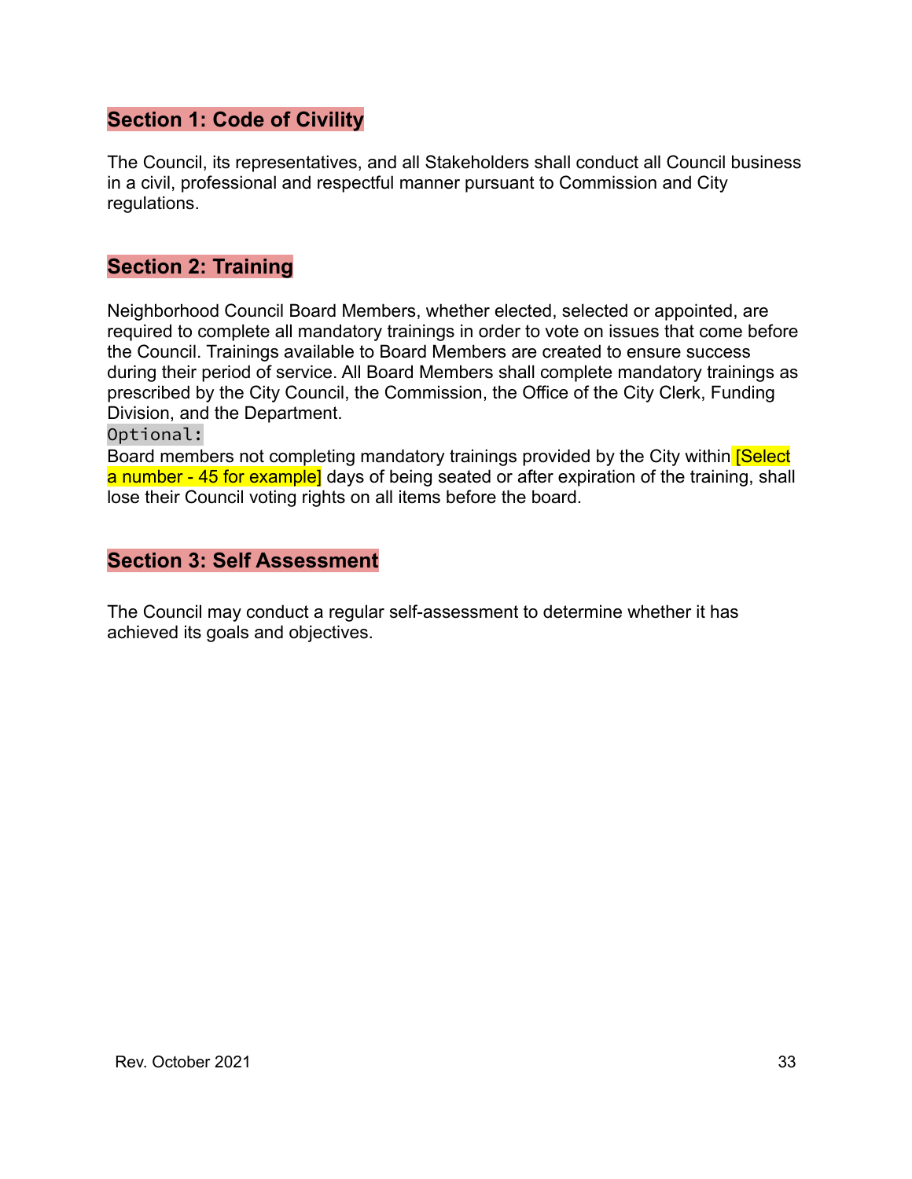## Section 1: Code of Civility

The Council, its representatives, and all Stakeholders shall conduct all Council business in a civil, professional and respectful manner pursuant to Commission and City regulations.

## Section 2: Training

Neighborhood Council Board Members, whether elected, selected or appointed, are required to complete all mandatory trainings in order to vote on issues that come before the Council. Trainings available to Board Members are created to ensure success during their period of service. All Board Members shall complete mandatory trainings as prescribed by the City Council, the Commission, the Office of the City Clerk, Funding Division, and the Department.

`Optional:`

Board members not completing mandatory trainings provided by the City within [Select a number - 45 for example] days of being seated or after expiration of the training, shall lose their Council voting rights on all items before the board.

## Section 3: Self Assessment

The Council may conduct a regular self-assessment to determine whether it has achieved its goals and objectives.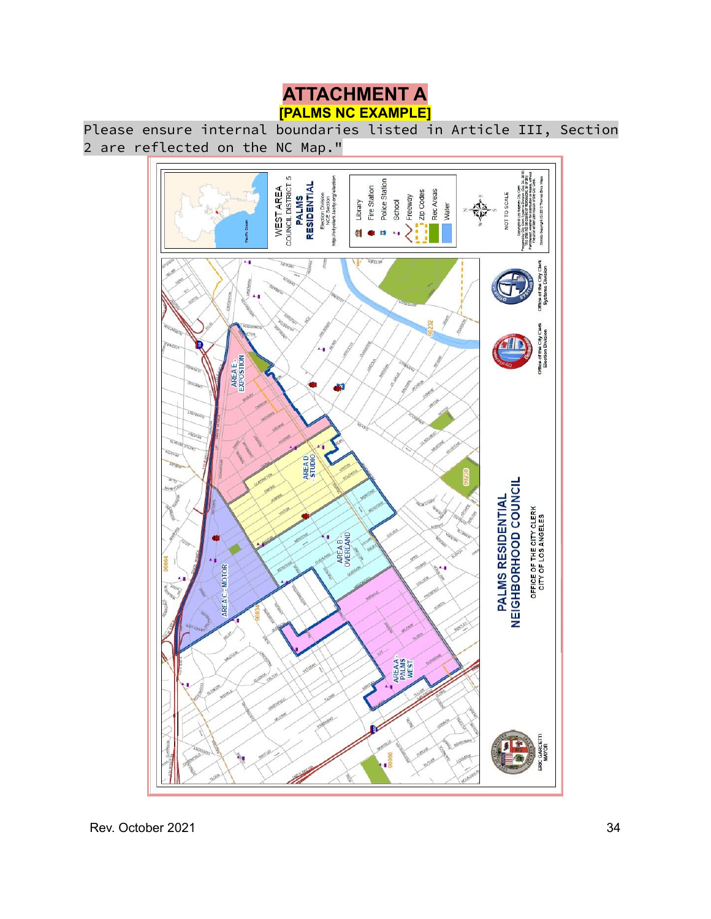# ATTACHMENT A

**[PALMS NC EXAMPLE]**

Please ensure internal boundaries listed in Article III, Section 2 are reflected on the NC Map."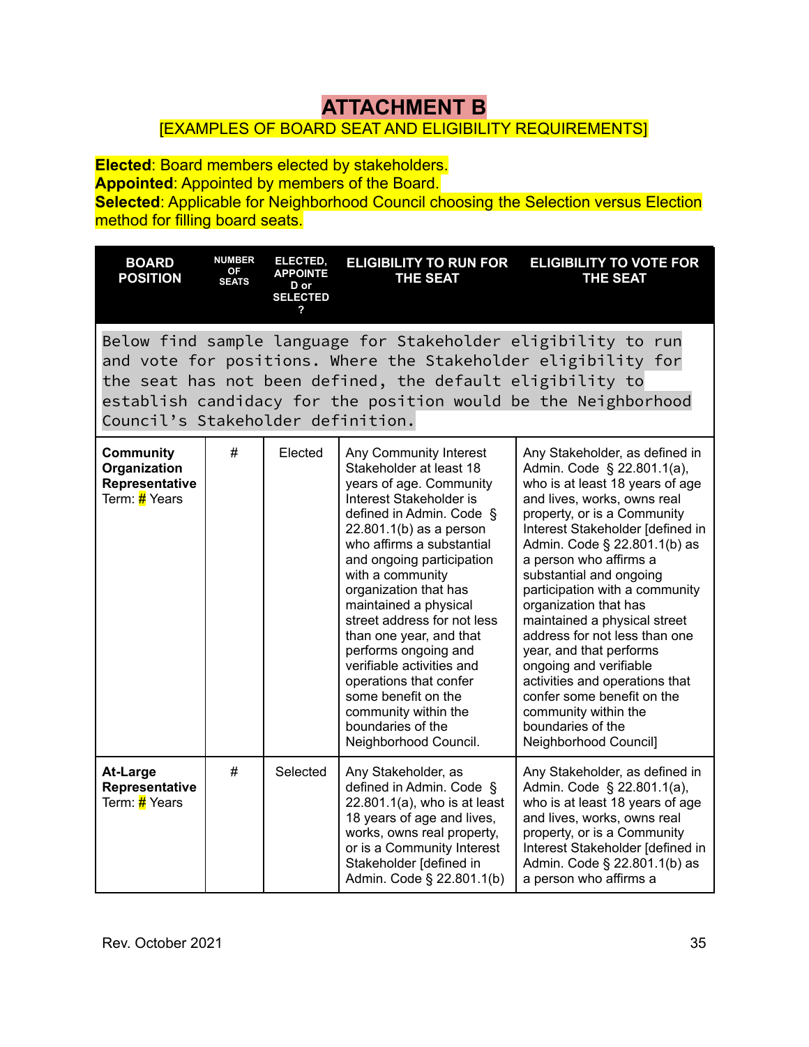# ATTACHMENT B

[EXAMPLES OF BOARD SEAT AND ELIGIBILITY REQUIREMENTS]

**Elected**: Board members elected by stakeholders.
**Appointed**: Appointed by members of the Board.
**Selected**: Applicable for Neighborhood Council choosing the Selection versus Election method for filling board seats.

| BOARD POSITION | NUMBER OF SEATS | ELECTED, APPOINTED or SELECTED? | ELIGIBILITY TO RUN FOR THE SEAT | ELIGIBILITY TO VOTE FOR THE SEAT |
|---|---|---|---|---|
| Below find sample language for Stakeholder eligibility to run and vote for positions. Where the Stakeholder eligibility for the seat has not been defined, the default eligibility to establish candidacy for the position would be the Neighborhood Council's Stakeholder definition. | | | | |
| **Community Organization Representative** Term: # Years | # | Elected | Any Community Interest Stakeholder at least 18 years of age. Community Interest Stakeholder is defined in Admin. Code § 22.801.1(b) as a person who affirms a substantial and ongoing participation with a community organization that has maintained a physical street address for not less than one year, and that performs ongoing and verifiable activities and operations that confer some benefit on the community within the boundaries of the Neighborhood Council. | Any Stakeholder, as defined in Admin. Code § 22.801.1(a), who is at least 18 years of age and lives, works, owns real property, or is a Community Interest Stakeholder [defined in Admin. Code § 22.801.1(b) as a person who affirms a substantial and ongoing participation with a community organization that has maintained a physical street address for not less than one year, and that performs ongoing and verifiable activities and operations that confer some benefit on the community within the boundaries of the Neighborhood Council] |
| **At-Large Representative** Term: # Years | # | Selected | Any Stakeholder, as defined in Admin. Code § 22.801.1(a), who is at least 18 years of age and lives, works, owns real property, or is a Community Interest Stakeholder [defined in Admin. Code § 22.801.1(b) | Any Stakeholder, as defined in Admin. Code § 22.801.1(a), who is at least 18 years of age and lives, works, owns real property, or is a Community Interest Stakeholder [defined in Admin. Code § 22.801.1(b) as a person who affirms a |

Rev. October 2021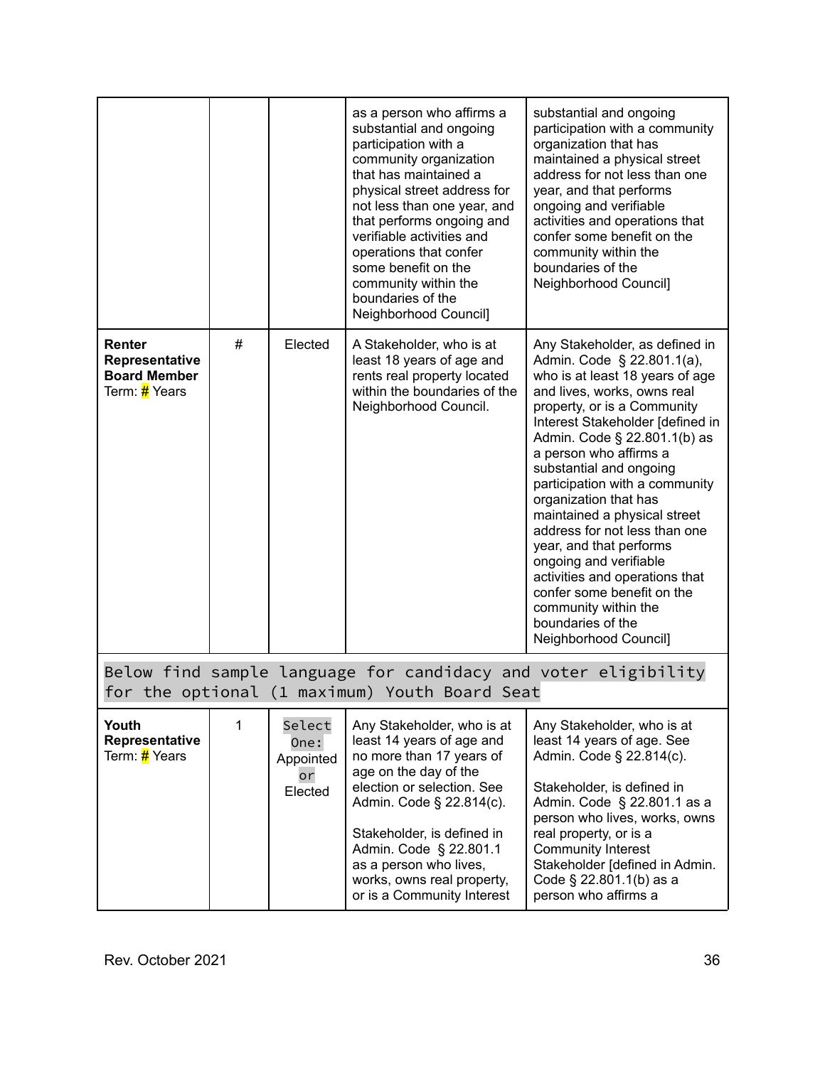| | | | as a person who affirms a substantial and ongoing participation with a community organization that has maintained a physical street address for not less than one year, and that performs ongoing and verifiable activities and operations that confer some benefit on the community within the boundaries of the Neighborhood Council] | substantial and ongoing participation with a community organization that has maintained a physical street address for not less than one year, and that performs ongoing and verifiable activities and operations that confer some benefit on the community within the boundaries of the Neighborhood Council] |
|---|---|---|---|---|
| **Renter Representative Board Member** Term: # Years | # | Elected | A Stakeholder, who is at least 18 years of age and rents real property located within the boundaries of the Neighborhood Council. | Any Stakeholder, as defined in Admin. Code § 22.801.1(a), who is at least 18 years of age and lives, works, owns real property, or is a Community Interest Stakeholder [defined in Admin. Code § 22.801.1(b) as a person who affirms a substantial and ongoing participation with a community organization that has maintained a physical street address for not less than one year, and that performs ongoing and verifiable activities and operations that confer some benefit on the community within the boundaries of the Neighborhood Council] |
| `Below find sample language for candidacy and voter eligibility for the optional (1 maximum) Youth Board Seat` | | | | |
| **Youth Representative** Term: # Years | 1 | `Select One:` Appointed `or` Elected | Any Stakeholder, who is at least 14 years of age and no more than 17 years of age on the day of the election or selection. See Admin. Code § 22.814(c).<br><br>Stakeholder, is defined in Admin. Code § 22.801.1 as a person who lives, works, owns real property, or is a Community Interest | Any Stakeholder, who is at least 14 years of age. See Admin. Code § 22.814(c).<br><br>Stakeholder, is defined in Admin. Code § 22.801.1 as a person who lives, works, owns real property, or is a Community Interest Stakeholder [defined in Admin. Code § 22.801.1(b) as a person who affirms a |

Rev. October 2021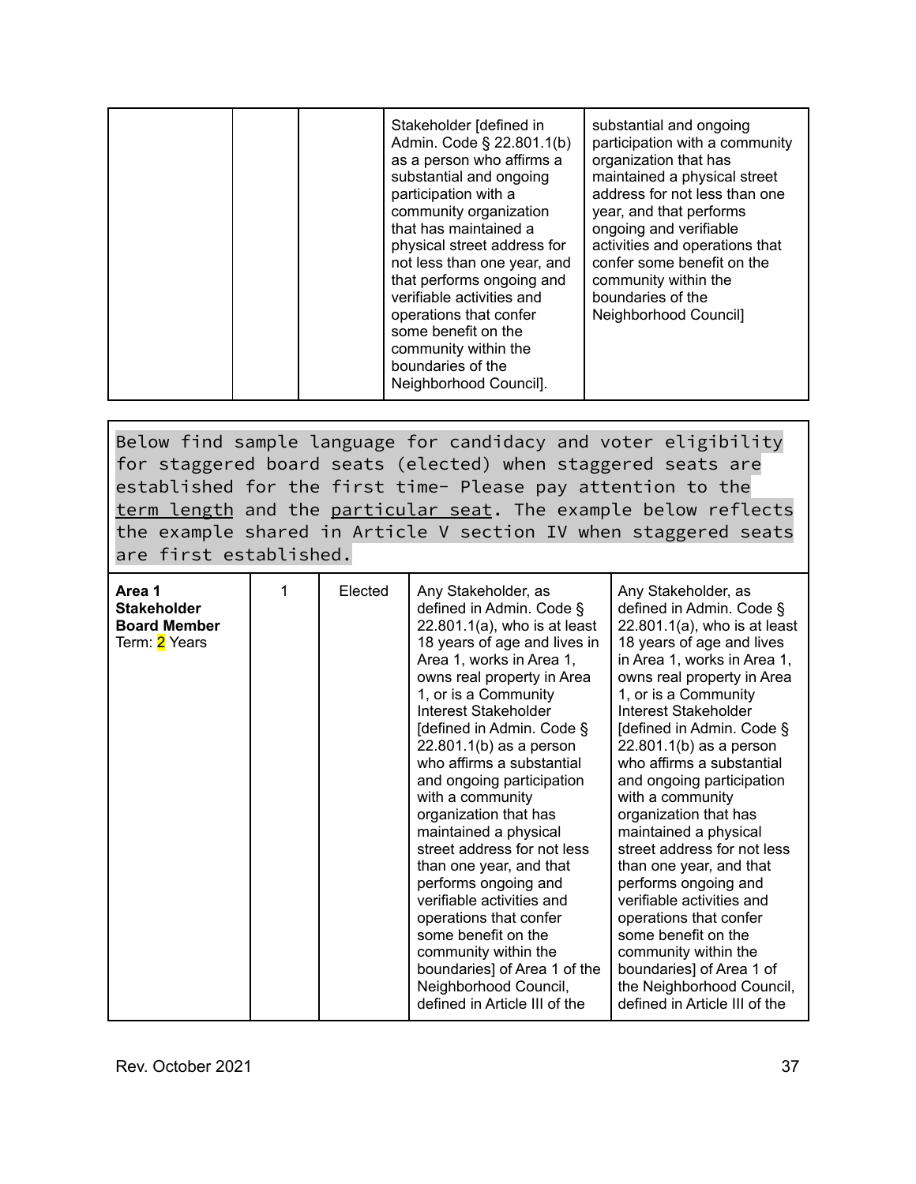| | | | Stakeholder [defined in Admin. Code § 22.801.1(b) as a person who affirms a substantial and ongoing participation with a community organization that has maintained a physical street address for not less than one year, and that performs ongoing and verifiable activities and operations that confer some benefit on the community within the boundaries of the Neighborhood Council]. | substantial and ongoing participation with a community organization that has maintained a physical street address for not less than one year, and that performs ongoing and verifiable activities and operations that confer some benefit on the community within the boundaries of the Neighborhood Council] |
|---|---|---|---|---|

```
Below find sample language for candidacy and voter eligibility for staggered board seats (elected) when staggered seats are established for the first time- Please pay attention to the term length and the particular seat. The example below reflects the example shared in Article V section IV when staggered seats are first established.
```

| **Area 1 Stakeholder Board Member** Term: 2 Years | 1 | Elected | Any Stakeholder, as defined in Admin. Code § 22.801.1(a), who is at least 18 years of age and lives in Area 1, works in Area 1, owns real property in Area 1, or is a Community Interest Stakeholder [defined in Admin. Code § 22.801.1(b) as a person who affirms a substantial and ongoing participation with a community organization that has maintained a physical street address for not less than one year, and that performs ongoing and verifiable activities and operations that confer some benefit on the community within the boundaries] of Area 1 of the Neighborhood Council, defined in Article III of the | Any Stakeholder, as defined in Admin. Code § 22.801.1(a), who is at least 18 years of age and lives in Area 1, works in Area 1, owns real property in Area 1, or is a Community Interest Stakeholder [defined in Admin. Code § 22.801.1(b) as a person who affirms a substantial and ongoing participation with a community organization that has maintained a physical street address for not less than one year, and that performs ongoing and verifiable activities and operations that confer some benefit on the community within the boundaries] of Area 1 of the Neighborhood Council, defined in Article III of the |
|---|---|---|---|---|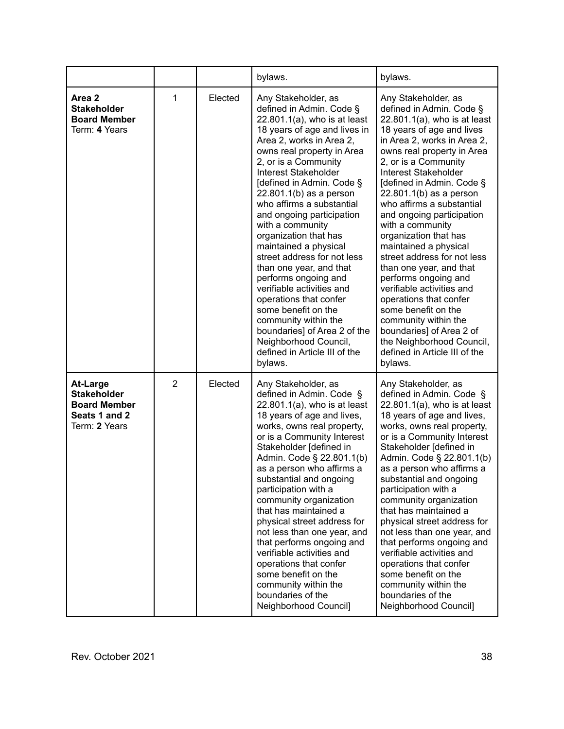| | | | | |
|---|---|---|---|---|
| | | | bylaws. | bylaws. |
| **Area 2 Stakeholder Board Member** Term: **4** Years | 1 | Elected | Any Stakeholder, as defined in Admin. Code § 22.801.1(a), who is at least 18 years of age and lives in Area 2, works in Area 2, owns real property in Area 2, or is a Community Interest Stakeholder [defined in Admin. Code § 22.801.1(b) as a person who affirms a substantial and ongoing participation with a community organization that has maintained a physical street address for not less than one year, and that performs ongoing and verifiable activities and operations that confer some benefit on the community within the boundaries] of Area 2 of the Neighborhood Council, defined in Article III of the bylaws. | Any Stakeholder, as defined in Admin. Code § 22.801.1(a), who is at least 18 years of age and lives in Area 2, works in Area 2, owns real property in Area 2, or is a Community Interest Stakeholder [defined in Admin. Code § 22.801.1(b) as a person who affirms a substantial and ongoing participation with a community organization that has maintained a physical street address for not less than one year, and that performs ongoing and verifiable activities and operations that confer some benefit on the community within the boundaries] of Area 2 of the Neighborhood Council, defined in Article III of the bylaws. |
| **At-Large Stakeholder Board Member Seats 1 and 2** Term: **2** Years | 2 | Elected | Any Stakeholder, as defined in Admin. Code § 22.801.1(a), who is at least 18 years of age and lives, works, owns real property, or is a Community Interest Stakeholder [defined in Admin. Code § 22.801.1(b) as a person who affirms a substantial and ongoing participation with a community organization that has maintained a physical street address for not less than one year, and that performs ongoing and verifiable activities and operations that confer some benefit on the community within the boundaries of the Neighborhood Council] | Any Stakeholder, as defined in Admin. Code § 22.801.1(a), who is at least 18 years of age and lives, works, owns real property, or is a Community Interest Stakeholder [defined in Admin. Code § 22.801.1(b) as a person who affirms a substantial and ongoing participation with a community organization that has maintained a physical street address for not less than one year, and that performs ongoing and verifiable activities and operations that confer some benefit on the community within the boundaries of the Neighborhood Council] |

Rev. October 2021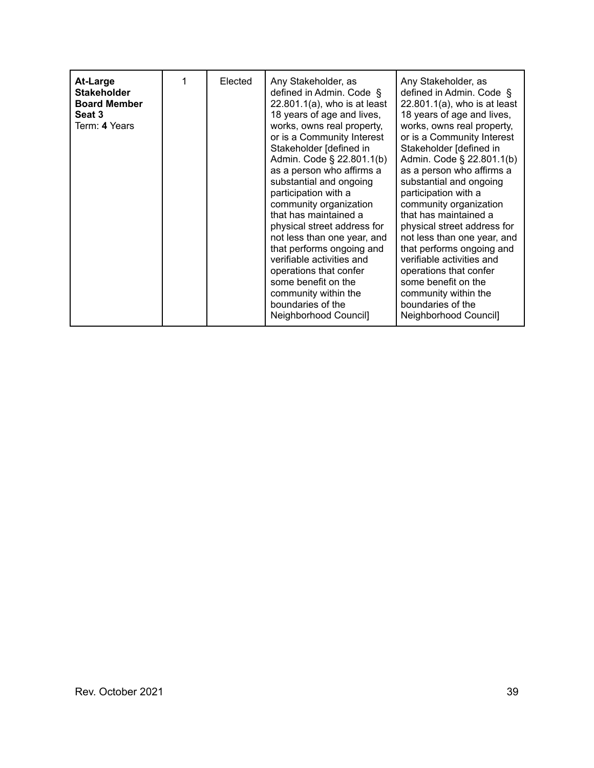| | | | | |
|---|---|---|---|---|
| **At-Large Stakeholder Board Member Seat 3**<br>Term: **4** Years | 1 | Elected | Any Stakeholder, as defined in Admin. Code § 22.801.1(a), who is at least 18 years of age and lives, works, owns real property, or is a Community Interest Stakeholder [defined in Admin. Code § 22.801.1(b) as a person who affirms a substantial and ongoing participation with a community organization that has maintained a physical street address for not less than one year, and that performs ongoing and verifiable activities and operations that confer some benefit on the community within the boundaries of the Neighborhood Council] | Any Stakeholder, as defined in Admin. Code § 22.801.1(a), who is at least 18 years of age and lives, works, owns real property, or is a Community Interest Stakeholder [defined in Admin. Code § 22.801.1(b) as a person who affirms a substantial and ongoing participation with a community organization that has maintained a physical street address for not less than one year, and that performs ongoing and verifiable activities and operations that confer some benefit on the community within the boundaries of the Neighborhood Council] |

Rev. October 2021